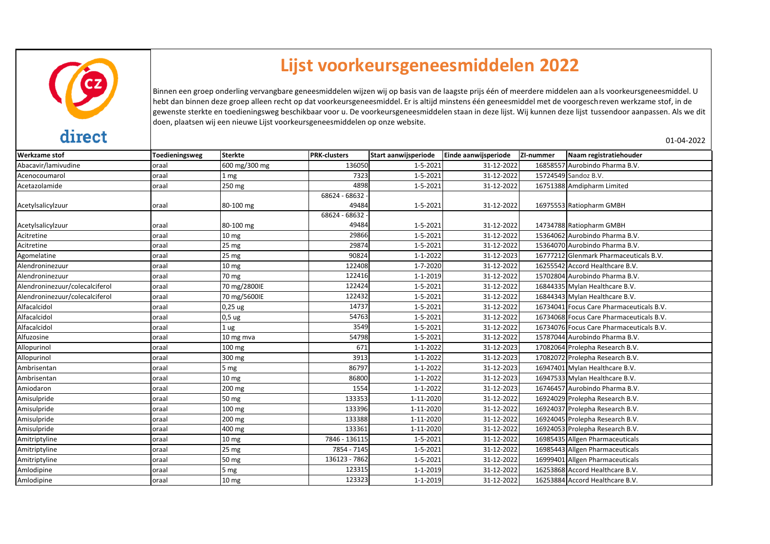# Lijst voorkeursgeneesmiddelen 2022

Binnen een groep onderling vervangbare geneesmiddelen wijzen wij op basis van de laagste prijs één of meerdere middelen aan als voorkeursgeneesmiddel. U hebt dan binnen deze groep alleen recht op dat voorkeursgeneesmiddel. Er is altijd minstens één geneesmiddel met de voorgeschreven werkzame stof, in de gewenste sterkte en toedieningsweg beschikbaar voor u. De voorkeursgeneesmiddelen staan in deze lijst. Wij kunnen deze lijst tussendoor aanpassen. Als we dit doen, plaatsen wij een nieuwe Lijst voorkeursgeneesmiddelen op onze website.

01-04-2022

| Werkzame stof | Toedieningsweg | Sterkte | PRK-clusters | Start aanwijsperiode | Einde aanwijsperiode | ZI-nummer | Naam registratiehouder |
|---|---|---|---|---|---|---|---|
| Abacavir/lamivudine | oraal | 600 mg/300 mg | 136050 | 1-5-2021 | 31-12-2022 | 16858557 | Aurobindo Pharma B.V. |
| Acenocoumarol | oraal | 1 mg | 7323 | 1-5-2021 | 31-12-2022 | 15724549 | Sandoz B.V. |
| Acetazolamide | oraal | 250 mg | 4898 | 1-5-2021 | 31-12-2022 | 16751388 | Amdipharm Limited |
| Acetylsalicylzuur | oraal | 80-100 mg | 68624 - 68632 - 49484 | 1-5-2021 | 31-12-2022 | 16975553 | Ratiopharm GMBH |
| Acetylsalicylzuur | oraal | 80-100 mg | 68624 - 68632 - 49484 | 1-5-2021 | 31-12-2022 | 14734788 | Ratiopharm GMBH |
| Acitretine | oraal | 10 mg | 29866 | 1-5-2021 | 31-12-2022 | 15364062 | Aurobindo Pharma B.V. |
| Acitretine | oraal | 25 mg | 29874 | 1-5-2021 | 31-12-2022 | 15364070 | Aurobindo Pharma B.V. |
| Agomelatine | oraal | 25 mg | 90824 | 1-1-2022 | 31-12-2023 | 16777212 | Glenmark Pharmaceuticals B.V. |
| Alendroninezuur | oraal | 10 mg | 122408 | 1-7-2020 | 31-12-2022 | 16255542 | Accord Healthcare B.V. |
| Alendroninezuur | oraal | 70 mg | 122416 | 1-1-2019 | 31-12-2022 | 15702804 | Aurobindo Pharma B.V. |
| Alendroninezuur/colecalciferol | oraal | 70 mg/2800IE | 122424 | 1-5-2021 | 31-12-2022 | 16844335 | Mylan Healthcare B.V. |
| Alendroninezuur/colecalciferol | oraal | 70 mg/5600IE | 122432 | 1-5-2021 | 31-12-2022 | 16844343 | Mylan Healthcare B.V. |
| Alfacalcidol | oraal | 0,25 ug | 14737 | 1-5-2021 | 31-12-2022 | 16734041 | Focus Care Pharmaceuticals B.V. |
| Alfacalcidol | oraal | 0,5 ug | 54763 | 1-5-2021 | 31-12-2022 | 16734068 | Focus Care Pharmaceuticals B.V. |
| Alfacalcidol | oraal | 1 ug | 3549 | 1-5-2021 | 31-12-2022 | 16734076 | Focus Care Pharmaceuticals B.V. |
| Alfuzosine | oraal | 10 mg mva | 54798 | 1-5-2021 | 31-12-2022 | 15787044 | Aurobindo Pharma B.V. |
| Allopurinol | oraal | 100 mg | 671 | 1-1-2022 | 31-12-2023 | 17082064 | Prolepha Research B.V. |
| Allopurinol | oraal | 300 mg | 3913 | 1-1-2022 | 31-12-2023 | 17082072 | Prolepha Research B.V. |
| Ambrisentan | oraal | 5 mg | 86797 | 1-1-2022 | 31-12-2023 | 16947401 | Mylan Healthcare B.V. |
| Ambrisentan | oraal | 10 mg | 86800 | 1-1-2022 | 31-12-2023 | 16947533 | Mylan Healthcare B.V. |
| Amiodaron | oraal | 200 mg | 1554 | 1-1-2022 | 31-12-2023 | 16746457 | Aurobindo Pharma B.V. |
| Amisulpride | oraal | 50 mg | 133353 | 1-11-2020 | 31-12-2022 | 16924029 | Prolepha Research B.V. |
| Amisulpride | oraal | 100 mg | 133396 | 1-11-2020 | 31-12-2022 | 16924037 | Prolepha Research B.V. |
| Amisulpride | oraal | 200 mg | 133388 | 1-11-2020 | 31-12-2022 | 16924045 | Prolepha Research B.V. |
| Amisulpride | oraal | 400 mg | 133361 | 1-11-2020 | 31-12-2022 | 16924053 | Prolepha Research B.V. |
| Amitriptyline | oraal | 10 mg | 7846 - 136115 | 1-5-2021 | 31-12-2022 | 16985435 | Allgen Pharmaceuticals |
| Amitriptyline | oraal | 25 mg | 7854 - 7145 | 1-5-2021 | 31-12-2022 | 16985443 | Allgen Pharmaceuticals |
| Amitriptyline | oraal | 50 mg | 136123 - 7862 | 1-5-2021 | 31-12-2022 | 16999401 | Allgen Pharmaceuticals |
| Amlodipine | oraal | 5 mg | 123315 | 1-1-2019 | 31-12-2022 | 16253868 | Accord Healthcare B.V. |
| Amlodipine | oraal | 10 mg | 123323 | 1-1-2019 | 31-12-2022 | 16253884 | Accord Healthcare B.V. |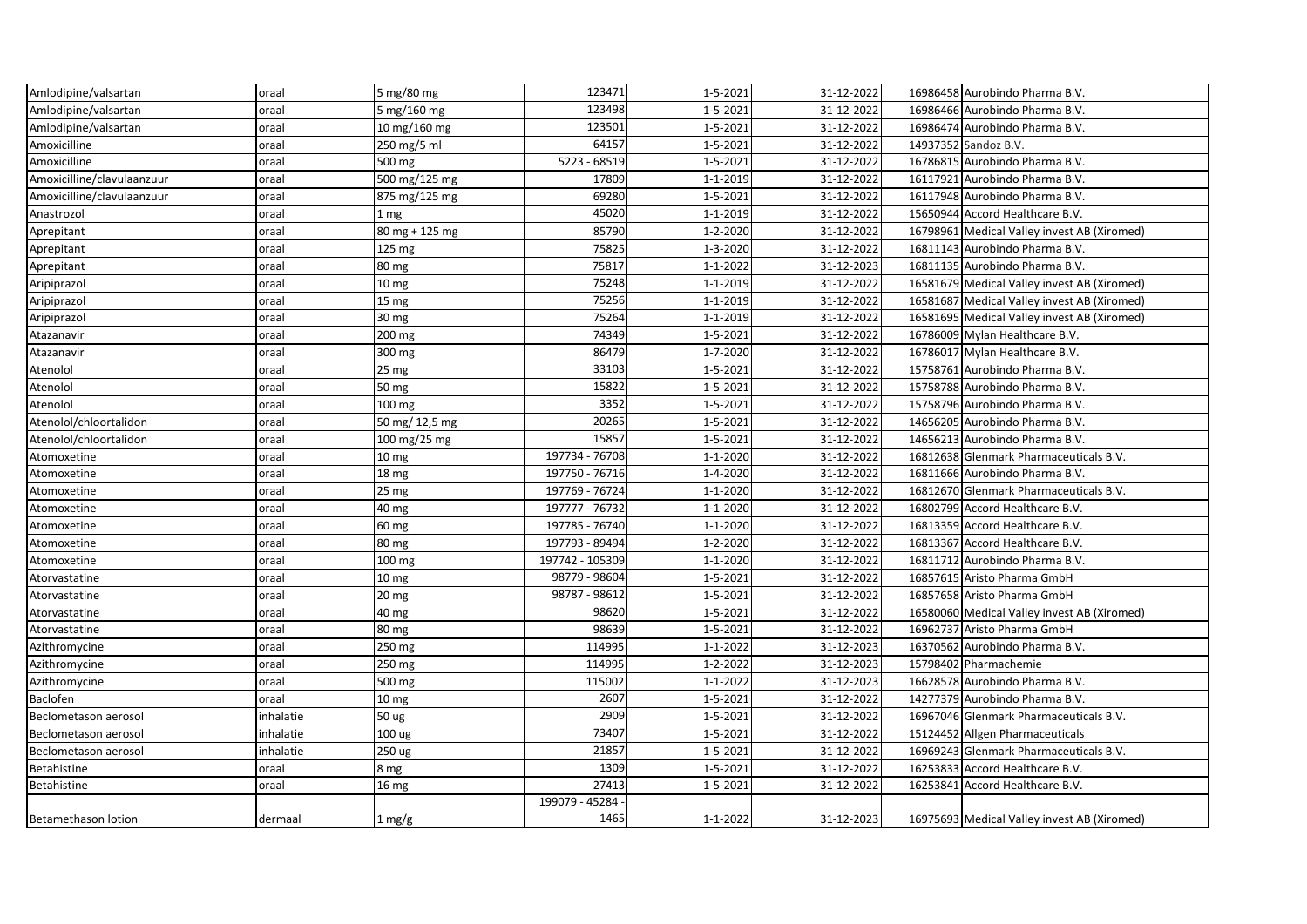| | | | | | | | |
|---|---|---|---|---|---|---|---|
| Amlodipine/valsartan | oraal | 5 mg/80 mg | 123471 | 1-5-2021 | 31-12-2022 | 16986458 | Aurobindo Pharma B.V. |
| Amlodipine/valsartan | oraal | 5 mg/160 mg | 123498 | 1-5-2021 | 31-12-2022 | 16986466 | Aurobindo Pharma B.V. |
| Amlodipine/valsartan | oraal | 10 mg/160 mg | 123501 | 1-5-2021 | 31-12-2022 | 16986474 | Aurobindo Pharma B.V. |
| Amoxicilline | oraal | 250 mg/5 ml | 64157 | 1-5-2021 | 31-12-2022 | 14937352 | Sandoz B.V. |
| Amoxicilline | oraal | 500 mg | 5223 - 68519 | 1-5-2021 | 31-12-2022 | 16786815 | Aurobindo Pharma B.V. |
| Amoxicilline/clavulaanzuur | oraal | 500 mg/125 mg | 17809 | 1-1-2019 | 31-12-2022 | 16117921 | Aurobindo Pharma B.V. |
| Amoxicilline/clavulaanzuur | oraal | 875 mg/125 mg | 69280 | 1-5-2021 | 31-12-2022 | 16117948 | Aurobindo Pharma B.V. |
| Anastrozol | oraal | 1 mg | 45020 | 1-1-2019 | 31-12-2022 | 15650944 | Accord Healthcare B.V. |
| Aprepitant | oraal | 80 mg + 125 mg | 85790 | 1-2-2020 | 31-12-2022 | 16798961 | Medical Valley invest AB (Xiromed) |
| Aprepitant | oraal | 125 mg | 75825 | 1-3-2020 | 31-12-2022 | 16811143 | Aurobindo Pharma B.V. |
| Aprepitant | oraal | 80 mg | 75817 | 1-1-2022 | 31-12-2023 | 16811135 | Aurobindo Pharma B.V. |
| Aripiprazol | oraal | 10 mg | 75248 | 1-1-2019 | 31-12-2022 | 16581679 | Medical Valley invest AB (Xiromed) |
| Aripiprazol | oraal | 15 mg | 75256 | 1-1-2019 | 31-12-2022 | 16581687 | Medical Valley invest AB (Xiromed) |
| Aripiprazol | oraal | 30 mg | 75264 | 1-1-2019 | 31-12-2022 | 16581695 | Medical Valley invest AB (Xiromed) |
| Atazanavir | oraal | 200 mg | 74349 | 1-5-2021 | 31-12-2022 | 16786009 | Mylan Healthcare B.V. |
| Atazanavir | oraal | 300 mg | 86479 | 1-7-2020 | 31-12-2022 | 16786017 | Mylan Healthcare B.V. |
| Atenolol | oraal | 25 mg | 33103 | 1-5-2021 | 31-12-2022 | 15758761 | Aurobindo Pharma B.V. |
| Atenolol | oraal | 50 mg | 15822 | 1-5-2021 | 31-12-2022 | 15758788 | Aurobindo Pharma B.V. |
| Atenolol | oraal | 100 mg | 3352 | 1-5-2021 | 31-12-2022 | 15758796 | Aurobindo Pharma B.V. |
| Atenolol/chloortalidon | oraal | 50 mg/ 12,5 mg | 20265 | 1-5-2021 | 31-12-2022 | 14656205 | Aurobindo Pharma B.V. |
| Atenolol/chloortalidon | oraal | 100 mg/25 mg | 15857 | 1-5-2021 | 31-12-2022 | 14656213 | Aurobindo Pharma B.V. |
| Atomoxetine | oraal | 10 mg | 197734 - 76708 | 1-1-2020 | 31-12-2022 | 16812638 | Glenmark Pharmaceuticals B.V. |
| Atomoxetine | oraal | 18 mg | 197750 - 76716 | 1-4-2020 | 31-12-2022 | 16811666 | Aurobindo Pharma B.V. |
| Atomoxetine | oraal | 25 mg | 197769 - 76724 | 1-1-2020 | 31-12-2022 | 16812670 | Glenmark Pharmaceuticals B.V. |
| Atomoxetine | oraal | 40 mg | 197777 - 76732 | 1-1-2020 | 31-12-2022 | 16802799 | Accord Healthcare B.V. |
| Atomoxetine | oraal | 60 mg | 197785 - 76740 | 1-1-2020 | 31-12-2022 | 16813359 | Accord Healthcare B.V. |
| Atomoxetine | oraal | 80 mg | 197793 - 89494 | 1-2-2020 | 31-12-2022 | 16813367 | Accord Healthcare B.V. |
| Atomoxetine | oraal | 100 mg | 197742 - 105309 | 1-1-2020 | 31-12-2022 | 16811712 | Aurobindo Pharma B.V. |
| Atorvastatine | oraal | 10 mg | 98779 - 98604 | 1-5-2021 | 31-12-2022 | 16857615 | Aristo Pharma GmbH |
| Atorvastatine | oraal | 20 mg | 98787 - 98612 | 1-5-2021 | 31-12-2022 | 16857658 | Aristo Pharma GmbH |
| Atorvastatine | oraal | 40 mg | 98620 | 1-5-2021 | 31-12-2022 | 16580060 | Medical Valley invest AB (Xiromed) |
| Atorvastatine | oraal | 80 mg | 98639 | 1-5-2021 | 31-12-2022 | 16962737 | Aristo Pharma GmbH |
| Azithromycine | oraal | 250 mg | 114995 | 1-1-2022 | 31-12-2023 | 16370562 | Aurobindo Pharma B.V. |
| Azithromycine | oraal | 250 mg | 114995 | 1-2-2022 | 31-12-2023 | 15798402 | Pharmachemie |
| Azithromycine | oraal | 500 mg | 115002 | 1-1-2022 | 31-12-2023 | 16628578 | Aurobindo Pharma B.V. |
| Baclofen | oraal | 10 mg | 2607 | 1-5-2021 | 31-12-2022 | 14277379 | Aurobindo Pharma B.V. |
| Beclometason aerosol | inhalatie | 50 ug | 2909 | 1-5-2021 | 31-12-2022 | 16967046 | Glenmark Pharmaceuticals B.V. |
| Beclometason aerosol | inhalatie | 100 ug | 73407 | 1-5-2021 | 31-12-2022 | 15124452 | Allgen Pharmaceuticals |
| Beclometason aerosol | inhalatie | 250 ug | 21857 | 1-5-2021 | 31-12-2022 | 16969243 | Glenmark Pharmaceuticals B.V. |
| Betahistine | oraal | 8 mg | 1309 | 1-5-2021 | 31-12-2022 | 16253833 | Accord Healthcare B.V. |
| Betahistine | oraal | 16 mg | 27413 | 1-5-2021 | 31-12-2022 | 16253841 | Accord Healthcare B.V. |
| Betamethason lotion | dermaal | 1 mg/g | 199079 - 45284 - 1465 | 1-1-2022 | 31-12-2023 | 16975693 | Medical Valley invest AB (Xiromed) |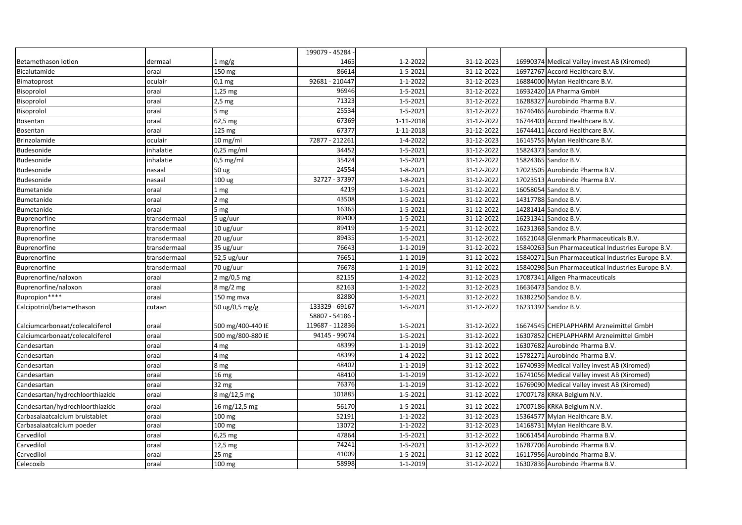| | | | | | | | |
|---|---|---|---|---|---|---|---|
| Betamethason lotion | dermaal | 1 mg/g | 199079 - 45284 - 1465 | 1-2-2022 | 31-12-2023 | 16990374 | Medical Valley invest AB (Xiromed) |
| Bicalutamide | oraal | 150 mg | 86614 | 1-5-2021 | 31-12-2022 | 16972767 | Accord Healthcare B.V. |
| Bimatoprost | oculair | 0,1 mg | 92681 - 210447 | 1-1-2022 | 31-12-2023 | 16884000 | Mylan Healthcare B.V. |
| Bisoprolol | oraal | 1,25 mg | 96946 | 1-5-2021 | 31-12-2022 | 16932420 | 1A Pharma GmbH |
| Bisoprolol | oraal | 2,5 mg | 71323 | 1-5-2021 | 31-12-2022 | 16288327 | Aurobindo Pharma B.V. |
| Bisoprolol | oraal | 5 mg | 25534 | 1-5-2021 | 31-12-2022 | 16746465 | Aurobindo Pharma B.V. |
| Bosentan | oraal | 62,5 mg | 67369 | 1-11-2018 | 31-12-2022 | 16744403 | Accord Healthcare B.V. |
| Bosentan | oraal | 125 mg | 67377 | 1-11-2018 | 31-12-2022 | 16744411 | Accord Healthcare B.V. |
| Brinzolamide | oculair | 10 mg/ml | 72877 - 212261 | 1-4-2022 | 31-12-2023 | 16145755 | Mylan Healthcare B.V. |
| Budesonide | inhalatie | 0,25 mg/ml | 34452 | 1-5-2021 | 31-12-2022 | 15824373 | Sandoz B.V. |
| Budesonide | inhalatie | 0,5 mg/ml | 35424 | 1-5-2021 | 31-12-2022 | 15824365 | Sandoz B.V. |
| Budesonide | nasaal | 50 ug | 24554 | 1-8-2021 | 31-12-2022 | 17023505 | Aurobindo Pharma B.V. |
| Budesonide | nasaal | 100 ug | 32727 - 37397 | 1-8-2021 | 31-12-2022 | 17023513 | Aurobindo Pharma B.V. |
| Bumetanide | oraal | 1 mg | 4219 | 1-5-2021 | 31-12-2022 | 16058054 | Sandoz B.V. |
| Bumetanide | oraal | 2 mg | 43508 | 1-5-2021 | 31-12-2022 | 14317788 | Sandoz B.V. |
| Bumetanide | oraal | 5 mg | 16365 | 1-5-2021 | 31-12-2022 | 14281414 | Sandoz B.V. |
| Buprenorfine | transdermaal | 5 ug/uur | 89400 | 1-5-2021 | 31-12-2022 | 16231341 | Sandoz B.V. |
| Buprenorfine | transdermaal | 10 ug/uur | 89419 | 1-5-2021 | 31-12-2022 | 16231368 | Sandoz B.V. |
| Buprenorfine | transdermaal | 20 ug/uur | 89435 | 1-5-2021 | 31-12-2022 | 16521048 | Glenmark Pharmaceuticals B.V. |
| Buprenorfine | transdermaal | 35 ug/uur | 76643 | 1-1-2019 | 31-12-2022 | 15840263 | Sun Pharmaceutical Industries Europe B.V. |
| Buprenorfine | transdermaal | 52,5 ug/uur | 76651 | 1-1-2019 | 31-12-2022 | 15840271 | Sun Pharmaceutical Industries Europe B.V. |
| Buprenorfine | transdermaal | 70 ug/uur | 76678 | 1-1-2019 | 31-12-2022 | 15840298 | Sun Pharmaceutical Industries Europe B.V. |
| Buprenorfine/naloxon | oraal | 2 mg/0,5 mg | 82155 | 1-4-2022 | 31-12-2023 | 17087341 | Allgen Pharmaceuticals |
| Buprenorfine/naloxon | oraal | 8 mg/2 mg | 82163 | 1-1-2022 | 31-12-2023 | 16636473 | Sandoz B.V. |
| Bupropion**** | oraal | 150 mg mva | 82880 | 1-5-2021 | 31-12-2022 | 16382250 | Sandoz B.V. |
| Calcipotriol/betamethason | cutaan | 50 ug/0,5 mg/g | 133329 - 69167 | 1-5-2021 | 31-12-2022 | 16231392 | Sandoz B.V. |
| Calciumcarbonaat/colecalciferol | oraal | 500 mg/400-440 IE | 58807 - 54186 - 119687 - 112836 | 1-5-2021 | 31-12-2022 | 16674545 | CHEPLAPHARM Arzneimittel GmbH |
| Calciumcarbonaat/colecalciferol | oraal | 500 mg/800-880 IE | 94145 - 99074 | 1-5-2021 | 31-12-2022 | 16307852 | CHEPLAPHARM Arzneimittel GmbH |
| Candesartan | oraal | 4 mg | 48399 | 1-1-2019 | 31-12-2022 | 16307682 | Aurobindo Pharma B.V. |
| Candesartan | oraal | 4 mg | 48399 | 1-4-2022 | 31-12-2022 | 15782271 | Aurobindo Pharma B.V. |
| Candesartan | oraal | 8 mg | 48402 | 1-1-2019 | 31-12-2022 | 16740939 | Medical Valley invest AB (Xiromed) |
| Candesartan | oraal | 16 mg | 48410 | 1-1-2019 | 31-12-2022 | 16741056 | Medical Valley invest AB (Xiromed) |
| Candesartan | oraal | 32 mg | 76376 | 1-1-2019 | 31-12-2022 | 16769090 | Medical Valley invest AB (Xiromed) |
| Candesartan/hydrochloorthiazide | oraal | 8 mg/12,5 mg | 101885 | 1-5-2021 | 31-12-2022 | 17007178 | KRKA Belgium N.V. |
| Candesartan/hydrochloorthiazide | oraal | 16 mg/12,5 mg | 56170 | 1-5-2021 | 31-12-2022 | 17007186 | KRKA Belgium N.V. |
| Carbasalaatcalcium bruistablet | oraal | 100 mg | 52191 | 1-1-2022 | 31-12-2023 | 15364577 | Mylan Healthcare B.V. |
| Carbasalaatcalcium poeder | oraal | 100 mg | 13072 | 1-1-2022 | 31-12-2023 | 14168731 | Mylan Healthcare B.V. |
| Carvedilol | oraal | 6,25 mg | 47864 | 1-5-2021 | 31-12-2022 | 16061454 | Aurobindo Pharma B.V. |
| Carvedilol | oraal | 12,5 mg | 74241 | 1-5-2021 | 31-12-2022 | 16787706 | Aurobindo Pharma B.V. |
| Carvedilol | oraal | 25 mg | 41009 | 1-5-2021 | 31-12-2022 | 16117956 | Aurobindo Pharma B.V. |
| Celecoxib | oraal | 100 mg | 58998 | 1-1-2019 | 31-12-2022 | 16307836 | Aurobindo Pharma B.V. |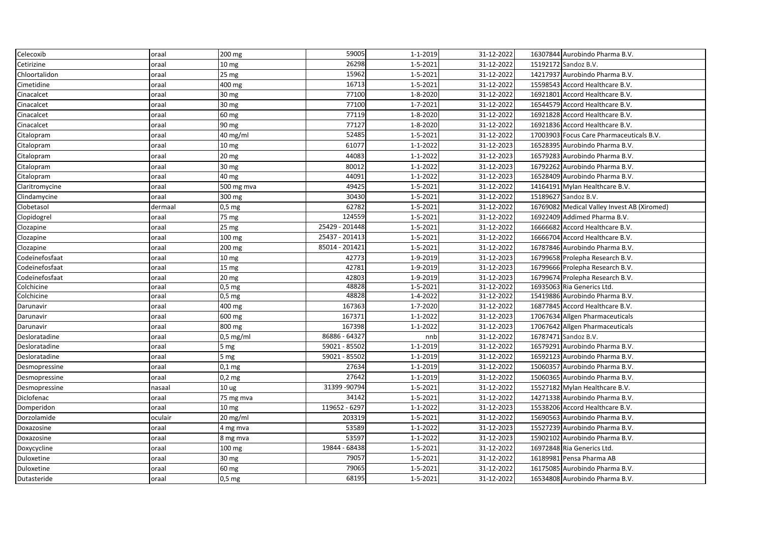| | | | | | | | |
|---|---|---|---|---|---|---|---|
| Celecoxib | oraal | 200 mg | 59005 | 1-1-2019 | 31-12-2022 | 16307844 | Aurobindo Pharma B.V. |
| Cetirizine | oraal | 10 mg | 26298 | 1-5-2021 | 31-12-2022 | 15192172 | Sandoz B.V. |
| Chloortalidon | oraal | 25 mg | 15962 | 1-5-2021 | 31-12-2022 | 14217937 | Aurobindo Pharma B.V. |
| Cimetidine | oraal | 400 mg | 16713 | 1-5-2021 | 31-12-2022 | 15598543 | Accord Healthcare B.V. |
| Cinacalcet | oraal | 30 mg | 77100 | 1-8-2020 | 31-12-2022 | 16921801 | Accord Healthcare B.V. |
| Cinacalcet | oraal | 30 mg | 77100 | 1-7-2021 | 31-12-2022 | 16544579 | Accord Healthcare B.V. |
| Cinacalcet | oraal | 60 mg | 77119 | 1-8-2020 | 31-12-2022 | 16921828 | Accord Healthcare B.V. |
| Cinacalcet | oraal | 90 mg | 77127 | 1-8-2020 | 31-12-2022 | 16921836 | Accord Healthcare B.V. |
| Citalopram | oraal | 40 mg/ml | 52485 | 1-5-2021 | 31-12-2022 | 17003903 | Focus Care Pharmaceuticals B.V. |
| Citalopram | oraal | 10 mg | 61077 | 1-1-2022 | 31-12-2023 | 16528395 | Aurobindo Pharma B.V. |
| Citalopram | oraal | 20 mg | 44083 | 1-1-2022 | 31-12-2023 | 16579283 | Aurobindo Pharma B.V. |
| Citalopram | oraal | 30 mg | 80012 | 1-1-2022 | 31-12-2023 | 16792262 | Aurobindo Pharma B.V. |
| Citalopram | oraal | 40 mg | 44091 | 1-1-2022 | 31-12-2023 | 16528409 | Aurobindo Pharma B.V. |
| Claritromycine | oraal | 500 mg mva | 49425 | 1-5-2021 | 31-12-2022 | 14164191 | Mylan Healthcare B.V. |
| Clindamycine | oraal | 300 mg | 30430 | 1-5-2021 | 31-12-2022 | 15189627 | Sandoz B.V. |
| Clobetasol | dermaal | 0,5 mg | 62782 | 1-5-2021 | 31-12-2022 | 16769082 | Medical Valley Invest AB (Xiromed) |
| Clopidogrel | oraal | 75 mg | 124559 | 1-5-2021 | 31-12-2022 | 16922409 | Addimed Pharma B.V. |
| Clozapine | oraal | 25 mg | 25429 - 201448 | 1-5-2021 | 31-12-2022 | 16666682 | Accord Healthcare B.V. |
| Clozapine | oraal | 100 mg | 25437 - 201413 | 1-5-2021 | 31-12-2022 | 16666704 | Accord Healthcare B.V. |
| Clozapine | oraal | 200 mg | 85014 - 201421 | 1-5-2021 | 31-12-2022 | 16787846 | Aurobindo Pharma B.V. |
| Codeïnefosfaat | oraal | 10 mg | 42773 | 1-9-2019 | 31-12-2023 | 16799658 | Prolepha Research B.V. |
| Codeïnefosfaat | oraal | 15 mg | 42781 | 1-9-2019 | 31-12-2023 | 16799666 | Prolepha Research B.V. |
| Codeïnefosfaat | oraal | 20 mg | 42803 | 1-9-2019 | 31-12-2023 | 16799674 | Prolepha Research B.V. |
| Colchicine | oraal | 0,5 mg | 48828 | 1-5-2021 | 31-12-2022 | 16935063 | Ria Generics Ltd. |
| Colchicine | oraal | 0,5 mg | 48828 | 1-4-2022 | 31-12-2022 | 15419886 | Aurobindo Pharma B.V. |
| Darunavir | oraal | 400 mg | 167363 | 1-7-2020 | 31-12-2022 | 16877845 | Accord Healthcare B.V. |
| Darunavir | oraal | 600 mg | 167371 | 1-1-2022 | 31-12-2023 | 17067634 | Allgen Pharmaceuticals |
| Darunavir | oraal | 800 mg | 167398 | 1-1-2022 | 31-12-2023 | 17067642 | Allgen Pharmaceuticals |
| Desloratadine | oraal | 0,5 mg/ml | 86886 - 64327 | nnb | 31-12-2022 | 16787471 | Sandoz B.V. |
| Desloratadine | oraal | 5 mg | 59021 - 85502 | 1-1-2019 | 31-12-2022 | 16579291 | Aurobindo Pharma B.V. |
| Desloratadine | oraal | 5 mg | 59021 - 85502 | 1-1-2019 | 31-12-2022 | 16592123 | Aurobindo Pharma B.V. |
| Desmopressine | oraal | 0,1 mg | 27634 | 1-1-2019 | 31-12-2022 | 15060357 | Aurobindo Pharma B.V. |
| Desmopressine | oraal | 0,2 mg | 27642 | 1-1-2019 | 31-12-2022 | 15060365 | Aurobindo Pharma B.V. |
| Desmopressine | nasaal | 10 ug | 31399 -90794 | 1-5-2021 | 31-12-2022 | 15527182 | Mylan Healthcare B.V. |
| Diclofenac | oraal | 75 mg mva | 34142 | 1-5-2021 | 31-12-2022 | 14271338 | Aurobindo Pharma B.V. |
| Domperidon | oraal | 10 mg | 119652 - 6297 | 1-1-2022 | 31-12-2023 | 15538206 | Accord Healthcare B.V. |
| Dorzolamide | oculair | 20 mg/ml | 203319 | 1-5-2021 | 31-12-2022 | 15690563 | Aurobindo Pharma B.V. |
| Doxazosine | oraal | 4 mg mva | 53589 | 1-1-2022 | 31-12-2023 | 15527239 | Aurobindo Pharma B.V. |
| Doxazosine | oraal | 8 mg mva | 53597 | 1-1-2022 | 31-12-2023 | 15902102 | Aurobindo Pharma B.V. |
| Doxycycline | oraal | 100 mg | 19844 - 68438 | 1-5-2021 | 31-12-2022 | 16972848 | Ria Generics Ltd. |
| Duloxetine | oraal | 30 mg | 79057 | 1-5-2021 | 31-12-2022 | 16189981 | Pensa Pharma AB |
| Duloxetine | oraal | 60 mg | 79065 | 1-5-2021 | 31-12-2022 | 16175085 | Aurobindo Pharma B.V. |
| Dutasteride | oraal | 0,5 mg | 68195 | 1-5-2021 | 31-12-2022 | 16534808 | Aurobindo Pharma B.V. |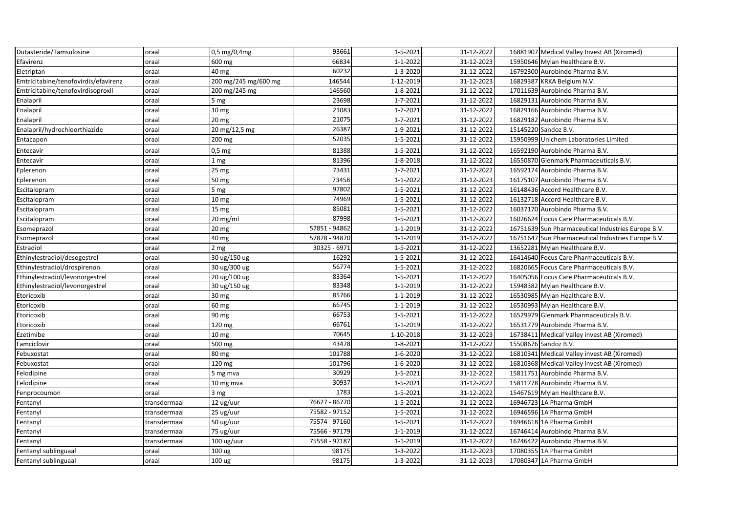| | | | | | | | |
|---|---|---|---|---|---|---|---|
| Dutasteride/Tamsulosine | oraal | 0,5 mg/0,4mg | 93661 | 1-5-2021 | 31-12-2022 | 16881907 | Medical Valley Invest AB (Xiromed) |
| Efavirenz | oraal | 600 mg | 66834 | 1-1-2022 | 31-12-2023 | 15950646 | Mylan Healthcare B.V. |
| Eletriptan | oraal | 40 mg | 60232 | 1-3-2020 | 31-12-2022 | 16792300 | Aurobindo Pharma B.V. |
| Emtricitabine/tenofovirdis/efavirenz | oraal | 200 mg/245 mg/600 mg | 146544 | 1-12-2019 | 31-12-2023 | 16829387 | KRKA Belgium N.V. |
| Emtricitabine/tenofovirdisoproxil | oraal | 200 mg/245 mg | 146560 | 1-8-2021 | 31-12-2022 | 17011639 | Aurobindo Pharma B.V. |
| Enalapril | oraal | 5 mg | 23698 | 1-7-2021 | 31-12-2022 | 16829131 | Aurobindo Pharma B.V. |
| Enalapril | oraal | 10 mg | 21083 | 1-7-2021 | 31-12-2022 | 16829166 | Aurobindo Pharma B.V. |
| Enalapril | oraal | 20 mg | 21075 | 1-7-2021 | 31-12-2022 | 16829182 | Aurobindo Pharma B.V. |
| Enalapril/hydrochloorthiazide | oraal | 20 mg/12,5 mg | 26387 | 1-9-2021 | 31-12-2022 | 15145220 | Sandoz B.V. |
| Entacapon | oraal | 200 mg | 52035 | 1-5-2021 | 31-12-2022 | 15950999 | Unichem Laboratories Limited |
| Entecavir | oraal | 0,5 mg | 81388 | 1-5-2021 | 31-12-2022 | 16592190 | Aurobindo Pharma B.V. |
| Entecavir | oraal | 1 mg | 81396 | 1-8-2018 | 31-12-2022 | 16550870 | Glenmark Pharmaceuticals B.V. |
| Eplerenon | oraal | 25 mg | 73431 | 1-7-2021 | 31-12-2022 | 16592174 | Aurobindo Pharma B.V. |
| Eplerenon | oraal | 50 mg | 73458 | 1-1-2022 | 31-12-2023 | 16175107 | Aurobindo Pharma B.V. |
| Escitalopram | oraal | 5 mg | 97802 | 1-5-2021 | 31-12-2022 | 16148436 | Accord Healthcare B.V. |
| Escitalopram | oraal | 10 mg | 74969 | 1-5-2021 | 31-12-2022 | 16132718 | Accord Healthcare B.V. |
| Escitalopram | oraal | 15 mg | 85081 | 1-5-2021 | 31-12-2022 | 16037170 | Aurobindo Pharma B.V. |
| Escitalopram | oraal | 20 mg/ml | 87998 | 1-5-2021 | 31-12-2022 | 16026624 | Focus Care Pharmaceuticals B.V. |
| Esomeprazol | oraal | 20 mg | 57851 - 94862 | 1-1-2019 | 31-12-2022 | 16751639 | Sun Pharmaceutical Industries Europe B.V. |
| Esomeprazol | oraal | 40 mg | 57878 - 94870 | 1-1-2019 | 31-12-2022 | 16751647 | Sun Pharmaceutical Industries Europe B.V. |
| Estradiol | oraal | 2 mg | 30325 - 6971 | 1-5-2021 | 31-12-2022 | 13652281 | Mylan Healthcare B.V. |
| Ethinylestradiol/desogestrel | oraal | 30 ug/150 ug | 16292 | 1-5-2021 | 31-12-2022 | 16414640 | Focus Care Pharmaceuticals B.V. |
| Ethinylestradiol/drospirenon | oraal | 30 ug/300 ug | 56774 | 1-5-2021 | 31-12-2022 | 16820665 | Focus Care Pharmaceuticals B.V. |
| Ethinylestradiol/levonorgestrel | oraal | 20 ug/100 ug | 83364 | 1-5-2021 | 31-12-2022 | 16405056 | Focus Care Pharmaceuticals B.V. |
| Ethinylestradiol/levonorgestrel | oraal | 30 ug/150 ug | 83348 | 1-1-2019 | 31-12-2022 | 15948382 | Mylan Healthcare B.V. |
| Etoricoxib | oraal | 30 mg | 85766 | 1-1-2019 | 31-12-2022 | 16530985 | Mylan Healthcare B.V. |
| Etoricoxib | oraal | 60 mg | 66745 | 1-1-2019 | 31-12-2022 | 16530993 | Mylan Healthcare B.V. |
| Etoricoxib | oraal | 90 mg | 66753 | 1-5-2021 | 31-12-2022 | 16529979 | Glenmark Pharmaceuticals B.V. |
| Etoricoxib | oraal | 120 mg | 66761 | 1-1-2019 | 31-12-2022 | 16531779 | Aurobindo Pharma B.V. |
| Ezetimibe | oraal | 10 mg | 70645 | 1-10-2018 | 31-12-2023 | 16738411 | Medical Valley invest AB (Xiromed) |
| Famciclovir | oraal | 500 mg | 43478 | 1-8-2021 | 31-12-2022 | 15508676 | Sandoz B.V. |
| Febuxostat | oraal | 80 mg | 101788 | 1-6-2020 | 31-12-2022 | 16810341 | Medical Valley invest AB (Xiromed) |
| Febuxostat | oraal | 120 mg | 101796 | 1-6-2020 | 31-12-2022 | 16810368 | Medical Valley invest AB (Xiromed) |
| Felodipine | oraal | 5 mg mva | 30929 | 1-5-2021 | 31-12-2022 | 15811751 | Aurobindo Pharma B.V. |
| Felodipine | oraal | 10 mg mva | 30937 | 1-5-2021 | 31-12-2022 | 15811778 | Aurobindo Pharma B.V. |
| Fenprocoumon | oraal | 3 mg | 1783 | 1-5-2021 | 31-12-2022 | 15467619 | Mylan Healthcare B.V. |
| Fentanyl | transdermaal | 12 ug/uur | 76627 - 86770 | 1-5-2021 | 31-12-2022 | 16946723 | 1A Pharma GmbH |
| Fentanyl | transdermaal | 25 ug/uur | 75582 - 97152 | 1-5-2021 | 31-12-2022 | 16946596 | 1A Pharma GmbH |
| Fentanyl | transdermaal | 50 ug/uur | 75574 - 97160 | 1-5-2021 | 31-12-2022 | 16946618 | 1A Pharma GmbH |
| Fentanyl | transdermaal | 75 ug/uur | 75566 - 97179 | 1-1-2019 | 31-12-2022 | 16746414 | Aurobindo Pharma B.V. |
| Fentanyl | transdermaal | 100 ug/uur | 75558 - 97187 | 1-1-2019 | 31-12-2022 | 16746422 | Aurobindo Pharma B.V. |
| Fentanyl sublinguaal | oraal | 100 ug | 98175 | 1-3-2022 | 31-12-2023 | 17080355 | 1A Pharma GmbH |
| Fentanyl sublinguaal | oraal | 100 ug | 98175 | 1-3-2022 | 31-12-2023 | 17080347 | 1A Pharma GmbH |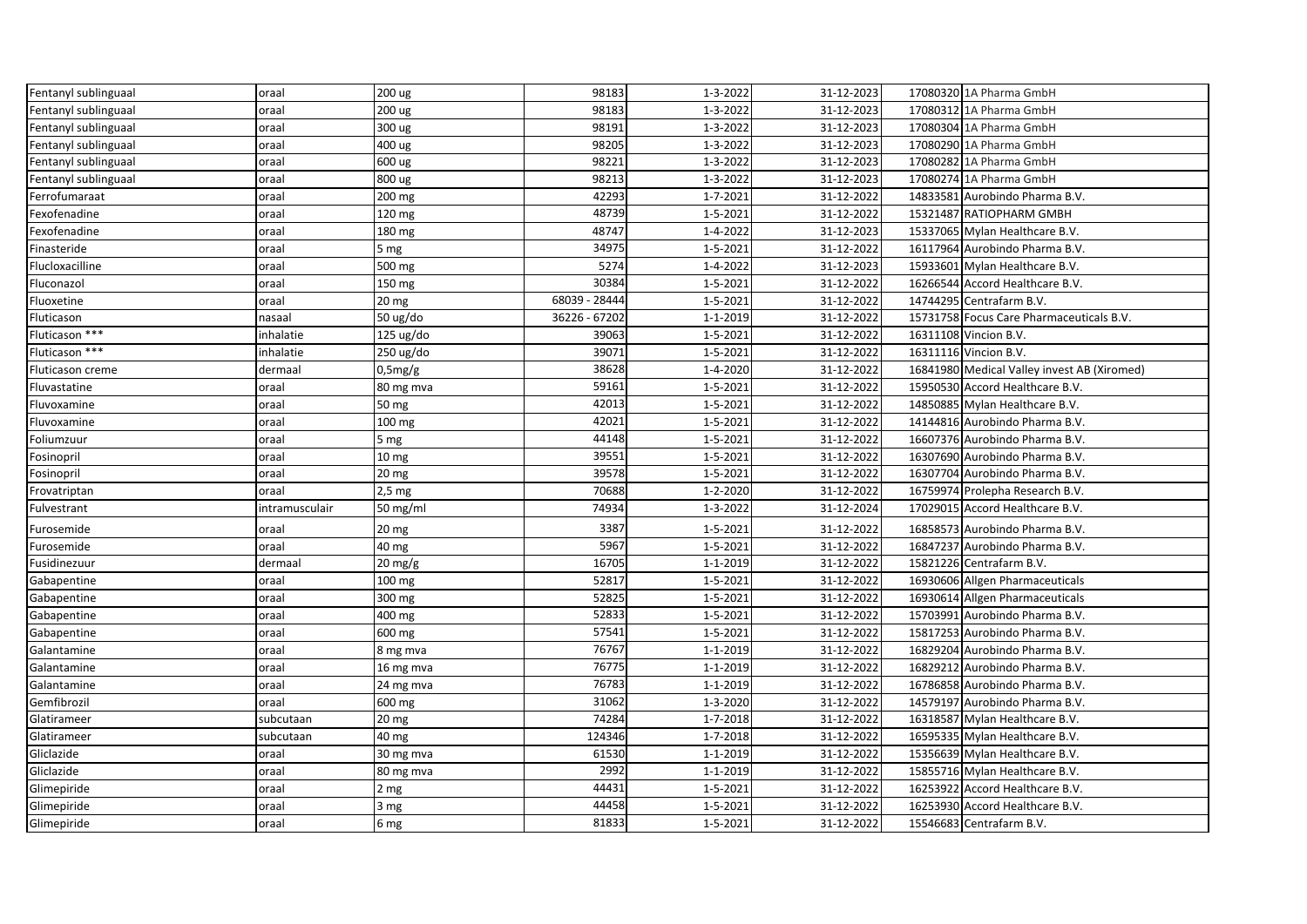| | | | | | | | |
|---|---|---|---|---|---|---|---|
| Fentanyl sublinguaal | oraal | 200 ug | 98183 | 1-3-2022 | 31-12-2023 | 17080320 | 1A Pharma GmbH |
| Fentanyl sublinguaal | oraal | 200 ug | 98183 | 1-3-2022 | 31-12-2023 | 17080312 | 1A Pharma GmbH |
| Fentanyl sublinguaal | oraal | 300 ug | 98191 | 1-3-2022 | 31-12-2023 | 17080304 | 1A Pharma GmbH |
| Fentanyl sublinguaal | oraal | 400 ug | 98205 | 1-3-2022 | 31-12-2023 | 17080290 | 1A Pharma GmbH |
| Fentanyl sublinguaal | oraal | 600 ug | 98221 | 1-3-2022 | 31-12-2023 | 17080282 | 1A Pharma GmbH |
| Fentanyl sublinguaal | oraal | 800 ug | 98213 | 1-3-2022 | 31-12-2023 | 17080274 | 1A Pharma GmbH |
| Ferrofumaraat | oraal | 200 mg | 42293 | 1-7-2021 | 31-12-2022 | 14833581 | Aurobindo Pharma B.V. |
| Fexofenadine | oraal | 120 mg | 48739 | 1-5-2021 | 31-12-2022 | 15321487 | RATIOPHARM GMBH |
| Fexofenadine | oraal | 180 mg | 48747 | 1-4-2022 | 31-12-2023 | 15337065 | Mylan Healthcare B.V. |
| Finasteride | oraal | 5 mg | 34975 | 1-5-2021 | 31-12-2022 | 16117964 | Aurobindo Pharma B.V. |
| Flucloxacilline | oraal | 500 mg | 5274 | 1-4-2022 | 31-12-2023 | 15933601 | Mylan Healthcare B.V. |
| Fluconazol | oraal | 150 mg | 30384 | 1-5-2021 | 31-12-2022 | 16266544 | Accord Healthcare B.V. |
| Fluoxetine | oraal | 20 mg | 68039 - 28444 | 1-5-2021 | 31-12-2022 | 14744295 | Centrafarm B.V. |
| Fluticason | nasaal | 50 ug/do | 36226 - 67202 | 1-1-2019 | 31-12-2022 | 15731758 | Focus Care Pharmaceuticals B.V. |
| Fluticason *** | inhalatie | 125 ug/do | 39063 | 1-5-2021 | 31-12-2022 | 16311108 | Vincion B.V. |
| Fluticason *** | inhalatie | 250 ug/do | 39071 | 1-5-2021 | 31-12-2022 | 16311116 | Vincion B.V. |
| Fluticason creme | dermaal | 0,5mg/g | 38628 | 1-4-2020 | 31-12-2022 | 16841980 | Medical Valley invest AB (Xiromed) |
| Fluvastatine | oraal | 80 mg mva | 59161 | 1-5-2021 | 31-12-2022 | 15950530 | Accord Healthcare B.V. |
| Fluvoxamine | oraal | 50 mg | 42013 | 1-5-2021 | 31-12-2022 | 14850885 | Mylan Healthcare B.V. |
| Fluvoxamine | oraal | 100 mg | 42021 | 1-5-2021 | 31-12-2022 | 14144816 | Aurobindo Pharma B.V. |
| Foliumzuur | oraal | 5 mg | 44148 | 1-5-2021 | 31-12-2022 | 16607376 | Aurobindo Pharma B.V. |
| Fosinopril | oraal | 10 mg | 39551 | 1-5-2021 | 31-12-2022 | 16307690 | Aurobindo Pharma B.V. |
| Fosinopril | oraal | 20 mg | 39578 | 1-5-2021 | 31-12-2022 | 16307704 | Aurobindo Pharma B.V. |
| Frovatriptan | oraal | 2,5 mg | 70688 | 1-2-2020 | 31-12-2022 | 16759974 | Prolepha Research B.V. |
| Fulvestrant | intramusculair | 50 mg/ml | 74934 | 1-3-2022 | 31-12-2024 | 17029015 | Accord Healthcare B.V. |
| Furosemide | oraal | 20 mg | 3387 | 1-5-2021 | 31-12-2022 | 16858573 | Aurobindo Pharma B.V. |
| Furosemide | oraal | 40 mg | 5967 | 1-5-2021 | 31-12-2022 | 16847237 | Aurobindo Pharma B.V. |
| Fusidinezuur | dermaal | 20 mg/g | 16705 | 1-1-2019 | 31-12-2022 | 15821226 | Centrafarm B.V. |
| Gabapentine | oraal | 100 mg | 52817 | 1-5-2021 | 31-12-2022 | 16930606 | Allgen Pharmaceuticals |
| Gabapentine | oraal | 300 mg | 52825 | 1-5-2021 | 31-12-2022 | 16930614 | Allgen Pharmaceuticals |
| Gabapentine | oraal | 400 mg | 52833 | 1-5-2021 | 31-12-2022 | 15703991 | Aurobindo Pharma B.V. |
| Gabapentine | oraal | 600 mg | 57541 | 1-5-2021 | 31-12-2022 | 15817253 | Aurobindo Pharma B.V. |
| Galantamine | oraal | 8 mg mva | 76767 | 1-1-2019 | 31-12-2022 | 16829204 | Aurobindo Pharma B.V. |
| Galantamine | oraal | 16 mg mva | 76775 | 1-1-2019 | 31-12-2022 | 16829212 | Aurobindo Pharma B.V. |
| Galantamine | oraal | 24 mg mva | 76783 | 1-1-2019 | 31-12-2022 | 16786858 | Aurobindo Pharma B.V. |
| Gemfibrozil | oraal | 600 mg | 31062 | 1-3-2020 | 31-12-2022 | 14579197 | Aurobindo Pharma B.V. |
| Glatirameer | subcutaan | 20 mg | 74284 | 1-7-2018 | 31-12-2022 | 16318587 | Mylan Healthcare B.V. |
| Glatirameer | subcutaan | 40 mg | 124346 | 1-7-2018 | 31-12-2022 | 16595335 | Mylan Healthcare B.V. |
| Gliclazide | oraal | 30 mg mva | 61530 | 1-1-2019 | 31-12-2022 | 15356639 | Mylan Healthcare B.V. |
| Gliclazide | oraal | 80 mg mva | 2992 | 1-1-2019 | 31-12-2022 | 15855716 | Mylan Healthcare B.V. |
| Glimepiride | oraal | 2 mg | 44431 | 1-5-2021 | 31-12-2022 | 16253922 | Accord Healthcare B.V. |
| Glimepiride | oraal | 3 mg | 44458 | 1-5-2021 | 31-12-2022 | 16253930 | Accord Healthcare B.V. |
| Glimepiride | oraal | 6 mg | 81833 | 1-5-2021 | 31-12-2022 | 15546683 | Centrafarm B.V. |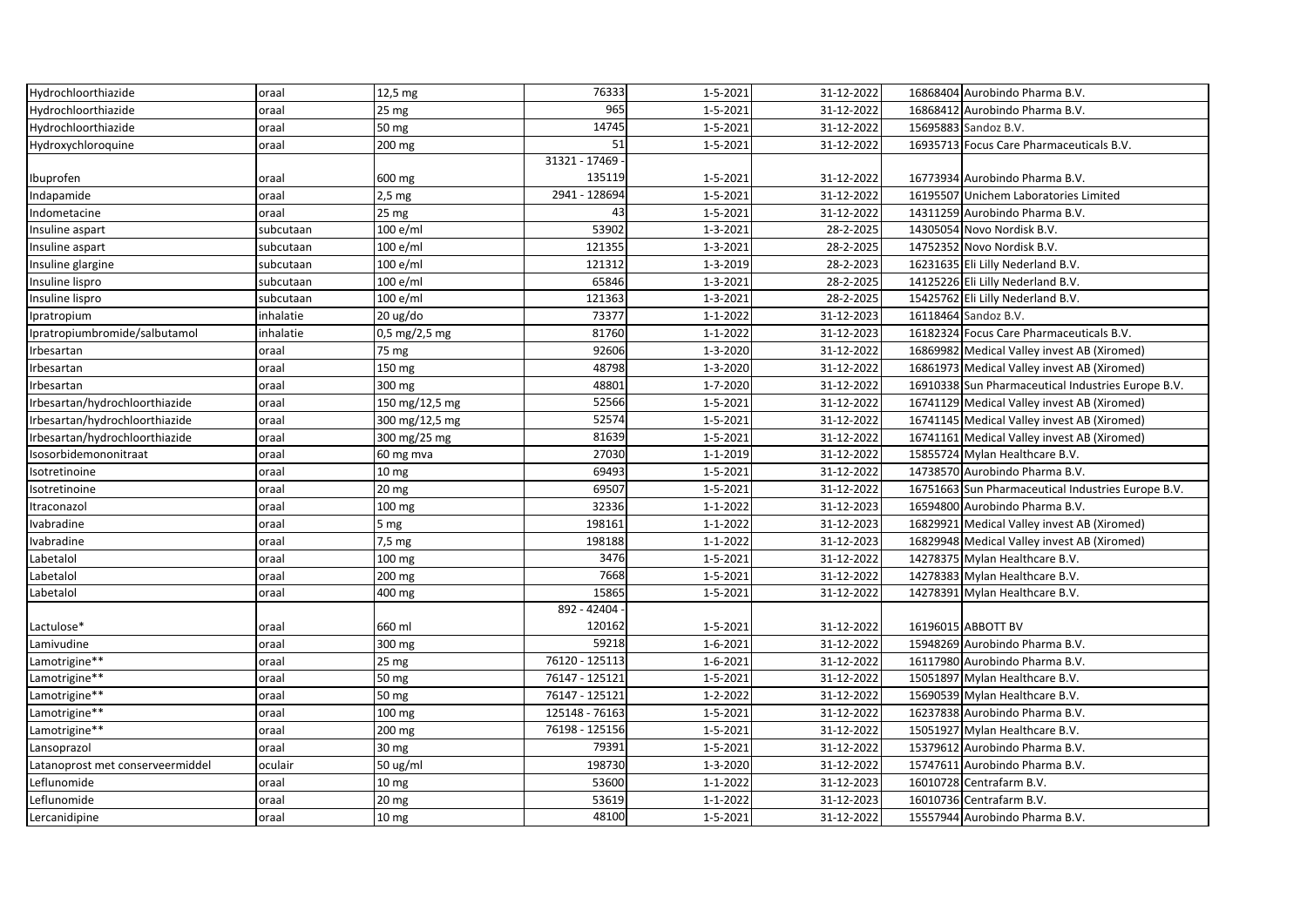| | | | | | | | |
|---|---|---|---|---|---|---|---|
| Hydrochloorthiazide | oraal | 12,5 mg | 76333 | 1-5-2021 | 31-12-2022 | 16868404 | Aurobindo Pharma B.V. |
| Hydrochloorthiazide | oraal | 25 mg | 965 | 1-5-2021 | 31-12-2022 | 16868412 | Aurobindo Pharma B.V. |
| Hydrochloorthiazide | oraal | 50 mg | 14745 | 1-5-2021 | 31-12-2022 | 15695883 | Sandoz B.V. |
| Hydroxychloroquine | oraal | 200 mg | 51 | 1-5-2021 | 31-12-2022 | 16935713 | Focus Care Pharmaceuticals B.V. |
| Ibuprofen | oraal | 600 mg | 31321 - 17469 - 135119 | 1-5-2021 | 31-12-2022 | 16773934 | Aurobindo Pharma B.V. |
| Indapamide | oraal | 2,5 mg | 2941 - 128694 | 1-5-2021 | 31-12-2022 | 16195507 | Unichem Laboratories Limited |
| Indometacine | oraal | 25 mg | 43 | 1-5-2021 | 31-12-2022 | 14311259 | Aurobindo Pharma B.V. |
| Insuline aspart | subcutaan | 100 e/ml | 53902 | 1-3-2021 | 28-2-2025 | 14305054 | Novo Nordisk B.V. |
| Insuline aspart | subcutaan | 100 e/ml | 121355 | 1-3-2021 | 28-2-2025 | 14752352 | Novo Nordisk B.V. |
| Insuline glargine | subcutaan | 100 e/ml | 121312 | 1-3-2019 | 28-2-2023 | 16231635 | Eli Lilly Nederland B.V. |
| Insuline lispro | subcutaan | 100 e/ml | 65846 | 1-3-2021 | 28-2-2025 | 14125226 | Eli Lilly Nederland B.V. |
| Insuline lispro | subcutaan | 100 e/ml | 121363 | 1-3-2021 | 28-2-2025 | 15425762 | Eli Lilly Nederland B.V. |
| Ipratropium | inhalatie | 20 ug/do | 73377 | 1-1-2022 | 31-12-2023 | 16118464 | Sandoz B.V. |
| Ipratropiumbromide/salbutamol | inhalatie | 0,5 mg/2,5 mg | 81760 | 1-1-2022 | 31-12-2023 | 16182324 | Focus Care Pharmaceuticals B.V. |
| Irbesartan | oraal | 75 mg | 92606 | 1-3-2020 | 31-12-2022 | 16869982 | Medical Valley invest AB (Xiromed) |
| Irbesartan | oraal | 150 mg | 48798 | 1-3-2020 | 31-12-2022 | 16861973 | Medical Valley invest AB (Xiromed) |
| Irbesartan | oraal | 300 mg | 48801 | 1-7-2020 | 31-12-2022 | 16910338 | Sun Pharmaceutical Industries Europe B.V. |
| Irbesartan/hydrochloorthiazide | oraal | 150 mg/12,5 mg | 52566 | 1-5-2021 | 31-12-2022 | 16741129 | Medical Valley invest AB (Xiromed) |
| Irbesartan/hydrochloorthiazide | oraal | 300 mg/12,5 mg | 52574 | 1-5-2021 | 31-12-2022 | 16741145 | Medical Valley invest AB (Xiromed) |
| Irbesartan/hydrochloorthiazide | oraal | 300 mg/25 mg | 81639 | 1-5-2021 | 31-12-2022 | 16741161 | Medical Valley invest AB (Xiromed) |
| Isosorbidemononitraat | oraal | 60 mg mva | 27030 | 1-1-2019 | 31-12-2022 | 15855724 | Mylan Healthcare B.V. |
| Isotretinoine | oraal | 10 mg | 69493 | 1-5-2021 | 31-12-2022 | 14738570 | Aurobindo Pharma B.V. |
| Isotretinoine | oraal | 20 mg | 69507 | 1-5-2021 | 31-12-2022 | 16751663 | Sun Pharmaceutical Industries Europe B.V. |
| Itraconazol | oraal | 100 mg | 32336 | 1-1-2022 | 31-12-2023 | 16594800 | Aurobindo Pharma B.V. |
| Ivabradine | oraal | 5 mg | 198161 | 1-1-2022 | 31-12-2023 | 16829921 | Medical Valley invest AB (Xiromed) |
| Ivabradine | oraal | 7,5 mg | 198188 | 1-1-2022 | 31-12-2023 | 16829948 | Medical Valley invest AB (Xiromed) |
| Labetalol | oraal | 100 mg | 3476 | 1-5-2021 | 31-12-2022 | 14278375 | Mylan Healthcare B.V. |
| Labetalol | oraal | 200 mg | 7668 | 1-5-2021 | 31-12-2022 | 14278383 | Mylan Healthcare B.V. |
| Labetalol | oraal | 400 mg | 15865 | 1-5-2021 | 31-12-2022 | 14278391 | Mylan Healthcare B.V. |
| Lactulose* | oraal | 660 ml | 892 - 42404 - 120162 | 1-5-2021 | 31-12-2022 | 16196015 | ABBOTT BV |
| Lamivudine | oraal | 300 mg | 59218 | 1-6-2021 | 31-12-2022 | 15948269 | Aurobindo Pharma B.V. |
| Lamotrigine** | oraal | 25 mg | 76120 - 125113 | 1-6-2021 | 31-12-2022 | 16117980 | Aurobindo Pharma B.V. |
| Lamotrigine** | oraal | 50 mg | 76147 - 125121 | 1-5-2021 | 31-12-2022 | 15051897 | Mylan Healthcare B.V. |
| Lamotrigine** | oraal | 50 mg | 76147 - 125121 | 1-2-2022 | 31-12-2022 | 15690539 | Mylan Healthcare B.V. |
| Lamotrigine** | oraal | 100 mg | 125148 - 76163 | 1-5-2021 | 31-12-2022 | 16237838 | Aurobindo Pharma B.V. |
| Lamotrigine** | oraal | 200 mg | 76198 - 125156 | 1-5-2021 | 31-12-2022 | 15051927 | Mylan Healthcare B.V. |
| Lansoprazol | oraal | 30 mg | 79391 | 1-5-2021 | 31-12-2022 | 15379612 | Aurobindo Pharma B.V. |
| Latanoprost met conserveermiddel | oculair | 50 ug/ml | 198730 | 1-3-2020 | 31-12-2022 | 15747611 | Aurobindo Pharma B.V. |
| Leflunomide | oraal | 10 mg | 53600 | 1-1-2022 | 31-12-2023 | 16010728 | Centrafarm B.V. |
| Leflunomide | oraal | 20 mg | 53619 | 1-1-2022 | 31-12-2023 | 16010736 | Centrafarm B.V. |
| Lercanidipine | oraal | 10 mg | 48100 | 1-5-2021 | 31-12-2022 | 15557944 | Aurobindo Pharma B.V. |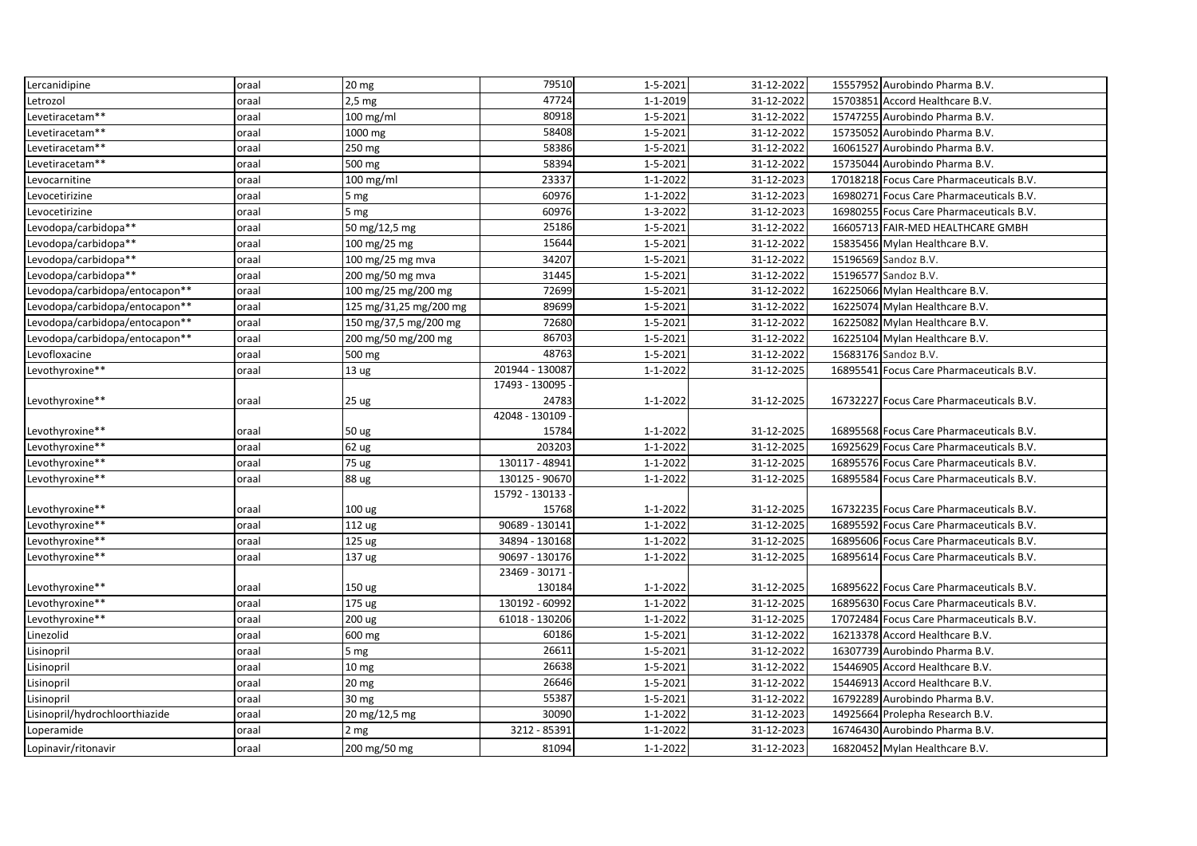| | | | | | | | |
|---|---|---|---|---|---|---|---|
| Lercanidipine | oraal | 20 mg | 79510 | 1-5-2021 | 31-12-2022 | 15557952 | Aurobindo Pharma B.V. |
| Letrozol | oraal | 2,5 mg | 47724 | 1-1-2019 | 31-12-2022 | 15703851 | Accord Healthcare B.V. |
| Levetiracetam** | oraal | 100 mg/ml | 80918 | 1-5-2021 | 31-12-2022 | 15747255 | Aurobindo Pharma B.V. |
| Levetiracetam** | oraal | 1000 mg | 58408 | 1-5-2021 | 31-12-2022 | 15735052 | Aurobindo Pharma B.V. |
| Levetiracetam** | oraal | 250 mg | 58386 | 1-5-2021 | 31-12-2022 | 16061527 | Aurobindo Pharma B.V. |
| Levetiracetam** | oraal | 500 mg | 58394 | 1-5-2021 | 31-12-2022 | 15735044 | Aurobindo Pharma B.V. |
| Levocarnitine | oraal | 100 mg/ml | 23337 | 1-1-2022 | 31-12-2023 | 17018218 | Focus Care Pharmaceuticals B.V. |
| Levocetirizine | oraal | 5 mg | 60976 | 1-1-2022 | 31-12-2023 | 16980271 | Focus Care Pharmaceuticals B.V. |
| Levocetirizine | oraal | 5 mg | 60976 | 1-3-2022 | 31-12-2023 | 16980255 | Focus Care Pharmaceuticals B.V. |
| Levodopa/carbidopa** | oraal | 50 mg/12,5 mg | 25186 | 1-5-2021 | 31-12-2022 | 16605713 | FAIR-MED HEALTHCARE GMBH |
| Levodopa/carbidopa** | oraal | 100 mg/25 mg | 15644 | 1-5-2021 | 31-12-2022 | 15835456 | Mylan Healthcare B.V. |
| Levodopa/carbidopa** | oraal | 100 mg/25 mg mva | 34207 | 1-5-2021 | 31-12-2022 | 15196569 | Sandoz B.V. |
| Levodopa/carbidopa** | oraal | 200 mg/50 mg mva | 31445 | 1-5-2021 | 31-12-2022 | 15196577 | Sandoz B.V. |
| Levodopa/carbidopa/entocapon** | oraal | 100 mg/25 mg/200 mg | 72699 | 1-5-2021 | 31-12-2022 | 16225066 | Mylan Healthcare B.V. |
| Levodopa/carbidopa/entocapon** | oraal | 125 mg/31,25 mg/200 mg | 89699 | 1-5-2021 | 31-12-2022 | 16225074 | Mylan Healthcare B.V. |
| Levodopa/carbidopa/entocapon** | oraal | 150 mg/37,5 mg/200 mg | 72680 | 1-5-2021 | 31-12-2022 | 16225082 | Mylan Healthcare B.V. |
| Levodopa/carbidopa/entocapon** | oraal | 200 mg/50 mg/200 mg | 86703 | 1-5-2021 | 31-12-2022 | 16225104 | Mylan Healthcare B.V. |
| Levofloxacine | oraal | 500 mg | 48763 | 1-5-2021 | 31-12-2022 | 15683176 | Sandoz B.V. |
| Levothyroxine** | oraal | 13 ug | 201944 - 130087 | 1-1-2022 | 31-12-2025 | 16895541 | Focus Care Pharmaceuticals B.V. |
| Levothyroxine** | oraal | 25 ug | 17493 - 130095 - 24783 | 1-1-2022 | 31-12-2025 | 16732227 | Focus Care Pharmaceuticals B.V. |
| Levothyroxine** | oraal | 50 ug | 42048 - 130109 - 15784 | 1-1-2022 | 31-12-2025 | 16895568 | Focus Care Pharmaceuticals B.V. |
| Levothyroxine** | oraal | 62 ug | 203203 | 1-1-2022 | 31-12-2025 | 16925629 | Focus Care Pharmaceuticals B.V. |
| Levothyroxine** | oraal | 75 ug | 130117 - 48941 | 1-1-2022 | 31-12-2025 | 16895576 | Focus Care Pharmaceuticals B.V. |
| Levothyroxine** | oraal | 88 ug | 130125 - 90670 | 1-1-2022 | 31-12-2025 | 16895584 | Focus Care Pharmaceuticals B.V. |
| Levothyroxine** | oraal | 100 ug | 15792 - 130133 - 15768 | 1-1-2022 | 31-12-2025 | 16732235 | Focus Care Pharmaceuticals B.V. |
| Levothyroxine** | oraal | 112 ug | 90689 - 130141 | 1-1-2022 | 31-12-2025 | 16895592 | Focus Care Pharmaceuticals B.V. |
| Levothyroxine** | oraal | 125 ug | 34894 - 130168 | 1-1-2022 | 31-12-2025 | 16895606 | Focus Care Pharmaceuticals B.V. |
| Levothyroxine** | oraal | 137 ug | 90697 - 130176 | 1-1-2022 | 31-12-2025 | 16895614 | Focus Care Pharmaceuticals B.V. |
| Levothyroxine** | oraal | 150 ug | 23469 - 30171 - 130184 | 1-1-2022 | 31-12-2025 | 16895622 | Focus Care Pharmaceuticals B.V. |
| Levothyroxine** | oraal | 175 ug | 130192 - 60992 | 1-1-2022 | 31-12-2025 | 16895630 | Focus Care Pharmaceuticals B.V. |
| Levothyroxine** | oraal | 200 ug | 61018 - 130206 | 1-1-2022 | 31-12-2025 | 17072484 | Focus Care Pharmaceuticals B.V. |
| Linezolid | oraal | 600 mg | 60186 | 1-5-2021 | 31-12-2022 | 16213378 | Accord Healthcare B.V. |
| Lisinopril | oraal | 5 mg | 26611 | 1-5-2021 | 31-12-2022 | 16307739 | Aurobindo Pharma B.V. |
| Lisinopril | oraal | 10 mg | 26638 | 1-5-2021 | 31-12-2022 | 15446905 | Accord Healthcare B.V. |
| Lisinopril | oraal | 20 mg | 26646 | 1-5-2021 | 31-12-2022 | 15446913 | Accord Healthcare B.V. |
| Lisinopril | oraal | 30 mg | 55387 | 1-5-2021 | 31-12-2022 | 16792289 | Aurobindo Pharma B.V. |
| Lisinopril/hydrochloorthiazide | oraal | 20 mg/12,5 mg | 30090 | 1-1-2022 | 31-12-2023 | 14925664 | Prolepha Research B.V. |
| Loperamide | oraal | 2 mg | 3212 - 85391 | 1-1-2022 | 31-12-2023 | 16746430 | Aurobindo Pharma B.V. |
| Lopinavir/ritonavir | oraal | 200 mg/50 mg | 81094 | 1-1-2022 | 31-12-2023 | 16820452 | Mylan Healthcare B.V. |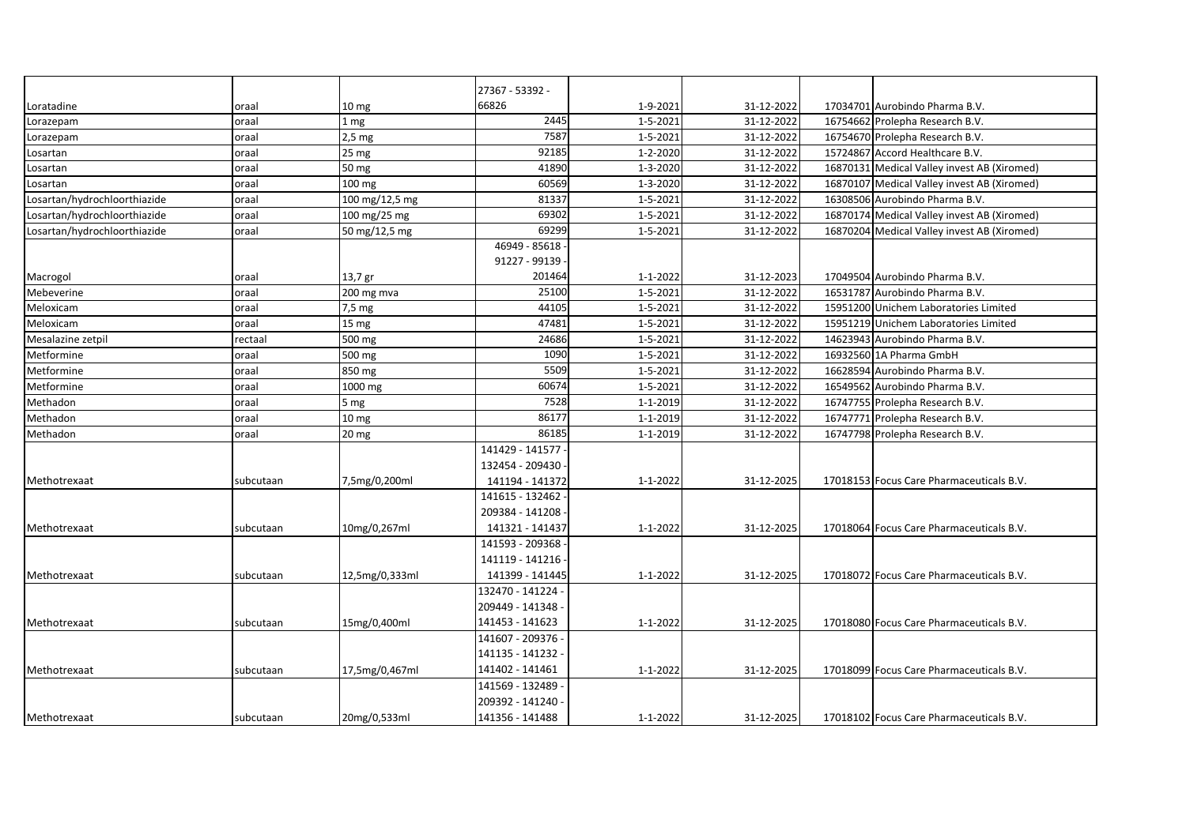| | | | | | | | |
|---|---|---|---|---|---|---|---|
| Loratadine | oraal | 10 mg | 27367 - 53392 - 66826 | 1-9-2021 | 31-12-2022 | 17034701 | Aurobindo Pharma B.V. |
| Lorazepam | oraal | 1 mg | 2445 | 1-5-2021 | 31-12-2022 | 16754662 | Prolepha Research B.V. |
| Lorazepam | oraal | 2,5 mg | 7587 | 1-5-2021 | 31-12-2022 | 16754670 | Prolepha Research B.V. |
| Losartan | oraal | 25 mg | 92185 | 1-2-2020 | 31-12-2022 | 15724867 | Accord Healthcare B.V. |
| Losartan | oraal | 50 mg | 41890 | 1-3-2020 | 31-12-2022 | 16870131 | Medical Valley invest AB (Xiromed) |
| Losartan | oraal | 100 mg | 60569 | 1-3-2020 | 31-12-2022 | 16870107 | Medical Valley invest AB (Xiromed) |
| Losartan/hydrochloorthiazide | oraal | 100 mg/12,5 mg | 81337 | 1-5-2021 | 31-12-2022 | 16308506 | Aurobindo Pharma B.V. |
| Losartan/hydrochloorthiazide | oraal | 100 mg/25 mg | 69302 | 1-5-2021 | 31-12-2022 | 16870174 | Medical Valley invest AB (Xiromed) |
| Losartan/hydrochloorthiazide | oraal | 50 mg/12,5 mg | 69299 | 1-5-2021 | 31-12-2022 | 16870204 | Medical Valley invest AB (Xiromed) |
| Macrogol | oraal | 13,7 gr | 46949 - 85618 - 91227 - 99139 - 201464 | 1-1-2022 | 31-12-2023 | 17049504 | Aurobindo Pharma B.V. |
| Mebeverine | oraal | 200 mg mva | 25100 | 1-5-2021 | 31-12-2022 | 16531787 | Aurobindo Pharma B.V. |
| Meloxicam | oraal | 7,5 mg | 44105 | 1-5-2021 | 31-12-2022 | 15951200 | Unichem Laboratories Limited |
| Meloxicam | oraal | 15 mg | 47481 | 1-5-2021 | 31-12-2022 | 15951219 | Unichem Laboratories Limited |
| Mesalazine zetpil | rectaal | 500 mg | 24686 | 1-5-2021 | 31-12-2022 | 14623943 | Aurobindo Pharma B.V. |
| Metformine | oraal | 500 mg | 1090 | 1-5-2021 | 31-12-2022 | 16932560 | 1A Pharma GmbH |
| Metformine | oraal | 850 mg | 5509 | 1-5-2021 | 31-12-2022 | 16628594 | Aurobindo Pharma B.V. |
| Metformine | oraal | 1000 mg | 60674 | 1-5-2021 | 31-12-2022 | 16549562 | Aurobindo Pharma B.V. |
| Methadon | oraal | 5 mg | 7528 | 1-1-2019 | 31-12-2022 | 16747755 | Prolepha Research B.V. |
| Methadon | oraal | 10 mg | 86177 | 1-1-2019 | 31-12-2022 | 16747771 | Prolepha Research B.V. |
| Methadon | oraal | 20 mg | 86185 | 1-1-2019 | 31-12-2022 | 16747798 | Prolepha Research B.V. |
| Methotrexaat | subcutaan | 7,5mg/0,200ml | 141429 - 141577 - 132454 - 209430 - 141194 - 141372 | 1-1-2022 | 31-12-2025 | 17018153 | Focus Care Pharmaceuticals B.V. |
| Methotrexaat | subcutaan | 10mg/0,267ml | 141615 - 132462 - 209384 - 141208 - 141321 - 141437 | 1-1-2022 | 31-12-2025 | 17018064 | Focus Care Pharmaceuticals B.V. |
| Methotrexaat | subcutaan | 12,5mg/0,333ml | 141593 - 209368 - 141119 - 141216 - 141399 - 141445 | 1-1-2022 | 31-12-2025 | 17018072 | Focus Care Pharmaceuticals B.V. |
| Methotrexaat | subcutaan | 15mg/0,400ml | 132470 - 141224 - 209449 - 141348 - 141453 - 141623 | 1-1-2022 | 31-12-2025 | 17018080 | Focus Care Pharmaceuticals B.V. |
| Methotrexaat | subcutaan | 17,5mg/0,467ml | 141607 - 209376 - 141135 - 141232 - 141402 - 141461 | 1-1-2022 | 31-12-2025 | 17018099 | Focus Care Pharmaceuticals B.V. |
| Methotrexaat | subcutaan | 20mg/0,533ml | 141569 - 132489 - 209392 - 141240 - 141356 - 141488 | 1-1-2022 | 31-12-2025 | 17018102 | Focus Care Pharmaceuticals B.V. |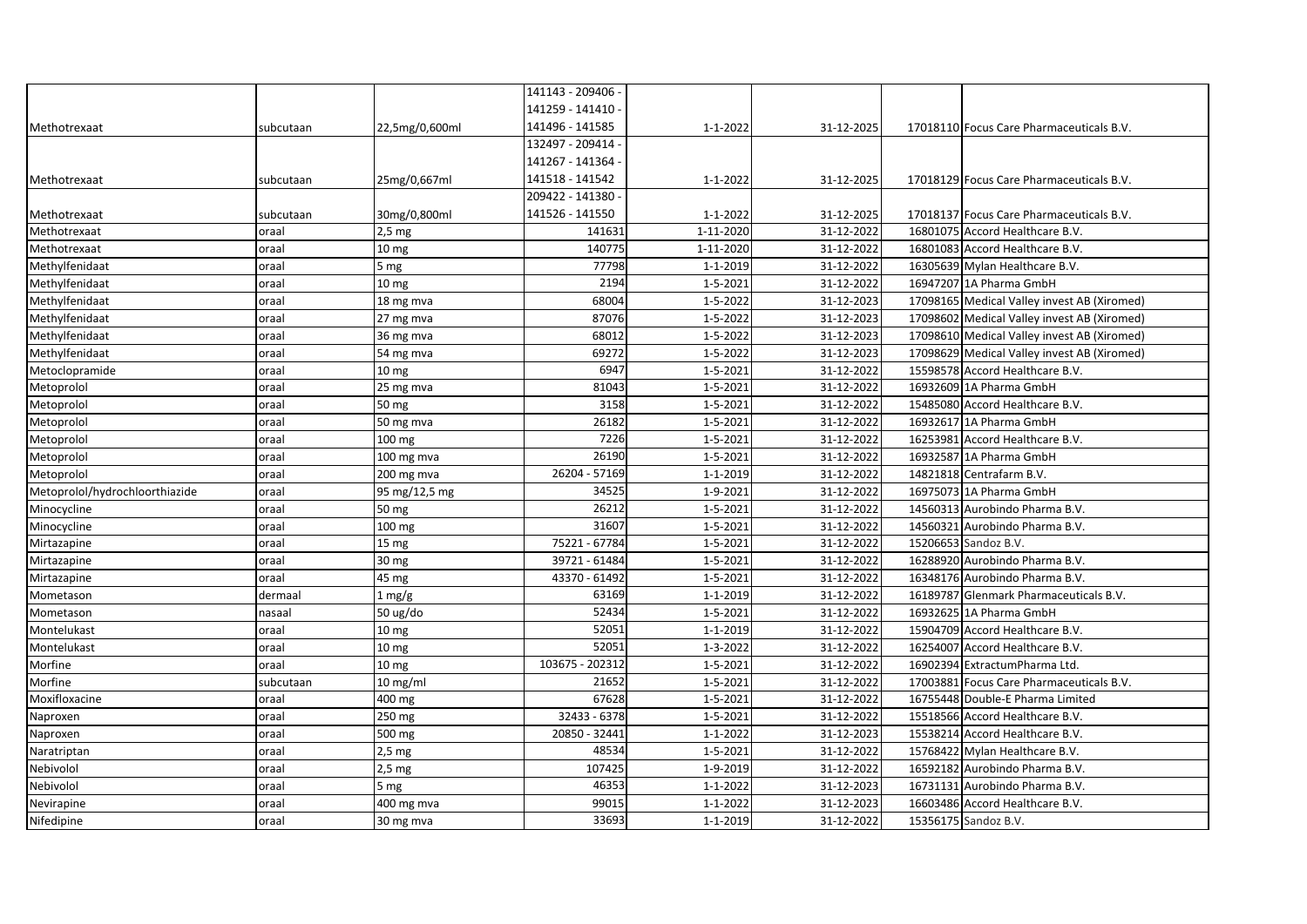| | | | | | | | |
|---|---|---|---|---|---|---|---|
| Methotrexaat | subcutaan | 22,5mg/0,600ml | 141143 - 209406 - 141259 - 141410 - 141496 - 141585 | 1-1-2022 | 31-12-2025 | 17018110 | Focus Care Pharmaceuticals B.V. |
| Methotrexaat | subcutaan | 25mg/0,667ml | 132497 - 209414 - 141267 - 141364 - 141518 - 141542 | 1-1-2022 | 31-12-2025 | 17018129 | Focus Care Pharmaceuticals B.V. |
| Methotrexaat | subcutaan | 30mg/0,800ml | 209422 - 141380 - 141526 - 141550 | 1-1-2022 | 31-12-2025 | 17018137 | Focus Care Pharmaceuticals B.V. |
| Methotrexaat | oraal | 2,5 mg | 141631 | 1-11-2020 | 31-12-2022 | 16801075 | Accord Healthcare B.V. |
| Methotrexaat | oraal | 10 mg | 140775 | 1-11-2020 | 31-12-2022 | 16801083 | Accord Healthcare B.V. |
| Methylfenidaat | oraal | 5 mg | 77798 | 1-1-2019 | 31-12-2022 | 16305639 | Mylan Healthcare B.V. |
| Methylfenidaat | oraal | 10 mg | 2194 | 1-5-2021 | 31-12-2022 | 16947207 | 1A Pharma GmbH |
| Methylfenidaat | oraal | 18 mg mva | 68004 | 1-5-2022 | 31-12-2023 | 17098165 | Medical Valley invest AB (Xiromed) |
| Methylfenidaat | oraal | 27 mg mva | 87076 | 1-5-2022 | 31-12-2023 | 17098602 | Medical Valley invest AB (Xiromed) |
| Methylfenidaat | oraal | 36 mg mva | 68012 | 1-5-2022 | 31-12-2023 | 17098610 | Medical Valley invest AB (Xiromed) |
| Methylfenidaat | oraal | 54 mg mva | 69272 | 1-5-2022 | 31-12-2023 | 17098629 | Medical Valley invest AB (Xiromed) |
| Metoclopramide | oraal | 10 mg | 6947 | 1-5-2021 | 31-12-2022 | 15598578 | Accord Healthcare B.V. |
| Metoprolol | oraal | 25 mg mva | 81043 | 1-5-2021 | 31-12-2022 | 16932609 | 1A Pharma GmbH |
| Metoprolol | oraal | 50 mg | 3158 | 1-5-2021 | 31-12-2022 | 15485080 | Accord Healthcare B.V. |
| Metoprolol | oraal | 50 mg mva | 26182 | 1-5-2021 | 31-12-2022 | 16932617 | 1A Pharma GmbH |
| Metoprolol | oraal | 100 mg | 7226 | 1-5-2021 | 31-12-2022 | 16253981 | Accord Healthcare B.V. |
| Metoprolol | oraal | 100 mg mva | 26190 | 1-5-2021 | 31-12-2022 | 16932587 | 1A Pharma GmbH |
| Metoprolol | oraal | 200 mg mva | 26204 - 57169 | 1-1-2019 | 31-12-2022 | 14821818 | Centrafarm B.V. |
| Metoprolol/hydrochloorthiazide | oraal | 95 mg/12,5 mg | 34525 | 1-9-2021 | 31-12-2022 | 16975073 | 1A Pharma GmbH |
| Minocycline | oraal | 50 mg | 26212 | 1-5-2021 | 31-12-2022 | 14560313 | Aurobindo Pharma B.V. |
| Minocycline | oraal | 100 mg | 31607 | 1-5-2021 | 31-12-2022 | 14560321 | Aurobindo Pharma B.V. |
| Mirtazapine | oraal | 15 mg | 75221 - 67784 | 1-5-2021 | 31-12-2022 | 15206653 | Sandoz B.V. |
| Mirtazapine | oraal | 30 mg | 39721 - 61484 | 1-5-2021 | 31-12-2022 | 16288920 | Aurobindo Pharma B.V. |
| Mirtazapine | oraal | 45 mg | 43370 - 61492 | 1-5-2021 | 31-12-2022 | 16348176 | Aurobindo Pharma B.V. |
| Mometason | dermaal | 1 mg/g | 63169 | 1-1-2019 | 31-12-2022 | 16189787 | Glenmark Pharmaceuticals B.V. |
| Mometason | nasaal | 50 ug/do | 52434 | 1-5-2021 | 31-12-2022 | 16932625 | 1A Pharma GmbH |
| Montelukast | oraal | 10 mg | 52051 | 1-1-2019 | 31-12-2022 | 15904709 | Accord Healthcare B.V. |
| Montelukast | oraal | 10 mg | 52051 | 1-3-2022 | 31-12-2022 | 16254007 | Accord Healthcare B.V. |
| Morfine | oraal | 10 mg | 103675 - 202312 | 1-5-2021 | 31-12-2022 | 16902394 | ExtractumPharma Ltd. |
| Morfine | subcutaan | 10 mg/ml | 21652 | 1-5-2021 | 31-12-2022 | 17003881 | Focus Care Pharmaceuticals B.V. |
| Moxifloxacine | oraal | 400 mg | 67628 | 1-5-2021 | 31-12-2022 | 16755448 | Double-E Pharma Limited |
| Naproxen | oraal | 250 mg | 32433 - 6378 | 1-5-2021 | 31-12-2022 | 15518566 | Accord Healthcare B.V. |
| Naproxen | oraal | 500 mg | 20850 - 32441 | 1-1-2022 | 31-12-2023 | 15538214 | Accord Healthcare B.V. |
| Naratriptan | oraal | 2,5 mg | 48534 | 1-5-2021 | 31-12-2022 | 15768422 | Mylan Healthcare B.V. |
| Nebivolol | oraal | 2,5 mg | 107425 | 1-9-2019 | 31-12-2022 | 16592182 | Aurobindo Pharma B.V. |
| Nebivolol | oraal | 5 mg | 46353 | 1-1-2022 | 31-12-2023 | 16731131 | Aurobindo Pharma B.V. |
| Nevirapine | oraal | 400 mg mva | 99015 | 1-1-2022 | 31-12-2023 | 16603486 | Accord Healthcare B.V. |
| Nifedipine | oraal | 30 mg mva | 33693 | 1-1-2019 | 31-12-2022 | 15356175 | Sandoz B.V. |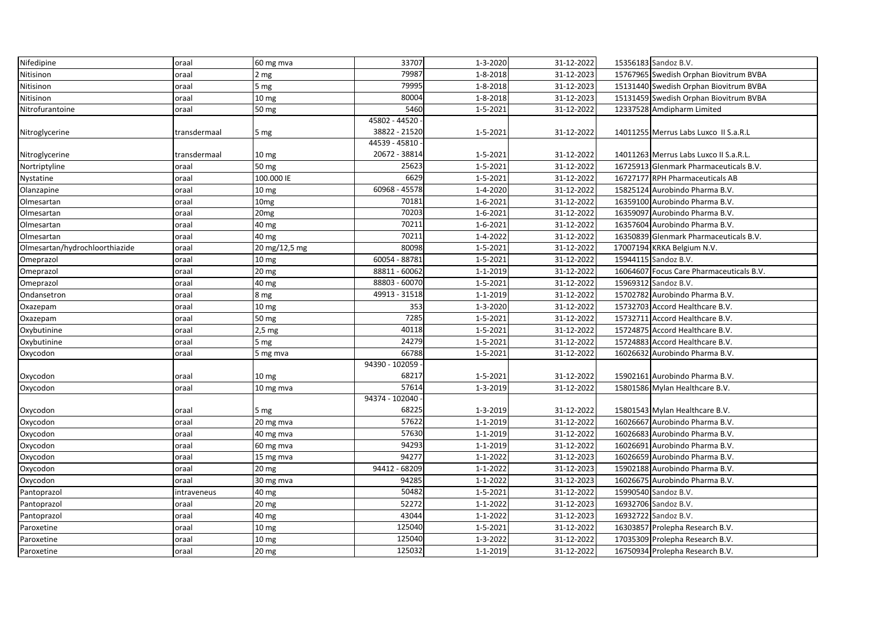| | | | | | | | |
|---|---|---|---|---|---|---|---|
| Nifedipine | oraal | 60 mg mva | 33707 | 1-3-2020 | 31-12-2022 | 15356183 | Sandoz B.V. |
| Nitisinon | oraal | 2 mg | 79987 | 1-8-2018 | 31-12-2023 | 15767965 | Swedish Orphan Biovitrum BVBA |
| Nitisinon | oraal | 5 mg | 79995 | 1-8-2018 | 31-12-2023 | 15131440 | Swedish Orphan Biovitrum BVBA |
| Nitisinon | oraal | 10 mg | 80004 | 1-8-2018 | 31-12-2023 | 15131459 | Swedish Orphan Biovitrum BVBA |
| Nitrofurantoine | oraal | 50 mg | 5460 | 1-5-2021 | 31-12-2022 | 12337528 | Amdipharm Limited |
| Nitroglycerine | transdermaal | 5 mg | 45802 - 44520 - 38822 - 21520 | 1-5-2021 | 31-12-2022 | 14011255 | Merrus Labs Luxco II S.a.R.L |
| Nitroglycerine | transdermaal | 10 mg | 44539 - 45810 - 20672 - 38814 | 1-5-2021 | 31-12-2022 | 14011263 | Merrus Labs Luxco II S.a.R.L. |
| Nortriptyline | oraal | 50 mg | 25623 | 1-5-2021 | 31-12-2022 | 16725913 | Glenmark Pharmaceuticals B.V. |
| Nystatine | oraal | 100.000 IE | 6629 | 1-5-2021 | 31-12-2022 | 16727177 | RPH Pharmaceuticals AB |
| Olanzapine | oraal | 10 mg | 60968 - 45578 | 1-4-2020 | 31-12-2022 | 15825124 | Aurobindo Pharma B.V. |
| Olmesartan | oraal | 10mg | 70181 | 1-6-2021 | 31-12-2022 | 16359100 | Aurobindo Pharma B.V. |
| Olmesartan | oraal | 20mg | 70203 | 1-6-2021 | 31-12-2022 | 16359097 | Aurobindo Pharma B.V. |
| Olmesartan | oraal | 40 mg | 70211 | 1-6-2021 | 31-12-2022 | 16357604 | Aurobindo Pharma B.V. |
| Olmesartan | oraal | 40 mg | 70211 | 1-4-2022 | 31-12-2022 | 16350839 | Glenmark Pharmaceuticals B.V. |
| Olmesartan/hydrochloorthiazide | oraal | 20 mg/12,5 mg | 80098 | 1-5-2021 | 31-12-2022 | 17007194 | KRKA Belgium N.V. |
| Omeprazol | oraal | 10 mg | 60054 - 88781 | 1-5-2021 | 31-12-2022 | 15944115 | Sandoz B.V. |
| Omeprazol | oraal | 20 mg | 88811 - 60062 | 1-1-2019 | 31-12-2022 | 16064607 | Focus Care Pharmaceuticals B.V. |
| Omeprazol | oraal | 40 mg | 88803 - 60070 | 1-5-2021 | 31-12-2022 | 15969312 | Sandoz B.V. |
| Ondansetron | oraal | 8 mg | 49913 - 31518 | 1-1-2019 | 31-12-2022 | 15702782 | Aurobindo Pharma B.V. |
| Oxazepam | oraal | 10 mg | 353 | 1-3-2020 | 31-12-2022 | 15732703 | Accord Healthcare B.V. |
| Oxazepam | oraal | 50 mg | 7285 | 1-5-2021 | 31-12-2022 | 15732711 | Accord Healthcare B.V. |
| Oxybutinine | oraal | 2,5 mg | 40118 | 1-5-2021 | 31-12-2022 | 15724875 | Accord Healthcare B.V. |
| Oxybutinine | oraal | 5 mg | 24279 | 1-5-2021 | 31-12-2022 | 15724883 | Accord Healthcare B.V. |
| Oxycodon | oraal | 5 mg mva | 66788 | 1-5-2021 | 31-12-2022 | 16026632 | Aurobindo Pharma B.V. |
| Oxycodon | oraal | 10 mg | 94390 - 102059 - 68217 | 1-5-2021 | 31-12-2022 | 15902161 | Aurobindo Pharma B.V. |
| Oxycodon | oraal | 10 mg mva | 57614 | 1-3-2019 | 31-12-2022 | 15801586 | Mylan Healthcare B.V. |
| Oxycodon | oraal | 5 mg | 94374 - 102040 - 68225 | 1-3-2019 | 31-12-2022 | 15801543 | Mylan Healthcare B.V. |
| Oxycodon | oraal | 20 mg mva | 57622 | 1-1-2019 | 31-12-2022 | 16026667 | Aurobindo Pharma B.V. |
| Oxycodon | oraal | 40 mg mva | 57630 | 1-1-2019 | 31-12-2022 | 16026683 | Aurobindo Pharma B.V. |
| Oxycodon | oraal | 60 mg mva | 94293 | 1-1-2019 | 31-12-2022 | 16026691 | Aurobindo Pharma B.V. |
| Oxycodon | oraal | 15 mg mva | 94277 | 1-1-2022 | 31-12-2023 | 16026659 | Aurobindo Pharma B.V. |
| Oxycodon | oraal | 20 mg | 94412 - 68209 | 1-1-2022 | 31-12-2023 | 15902188 | Aurobindo Pharma B.V. |
| Oxycodon | oraal | 30 mg mva | 94285 | 1-1-2022 | 31-12-2023 | 16026675 | Aurobindo Pharma B.V. |
| Pantoprazol | intraveneus | 40 mg | 50482 | 1-5-2021 | 31-12-2022 | 15990540 | Sandoz B.V. |
| Pantoprazol | oraal | 20 mg | 52272 | 1-1-2022 | 31-12-2023 | 16932706 | Sandoz B.V. |
| Pantoprazol | oraal | 40 mg | 43044 | 1-1-2022 | 31-12-2023 | 16932722 | Sandoz B.V. |
| Paroxetine | oraal | 10 mg | 125040 | 1-5-2021 | 31-12-2022 | 16303857 | Prolepha Research B.V. |
| Paroxetine | oraal | 10 mg | 125040 | 1-3-2022 | 31-12-2022 | 17035309 | Prolepha Research B.V. |
| Paroxetine | oraal | 20 mg | 125032 | 1-1-2019 | 31-12-2022 | 16750934 | Prolepha Research B.V. |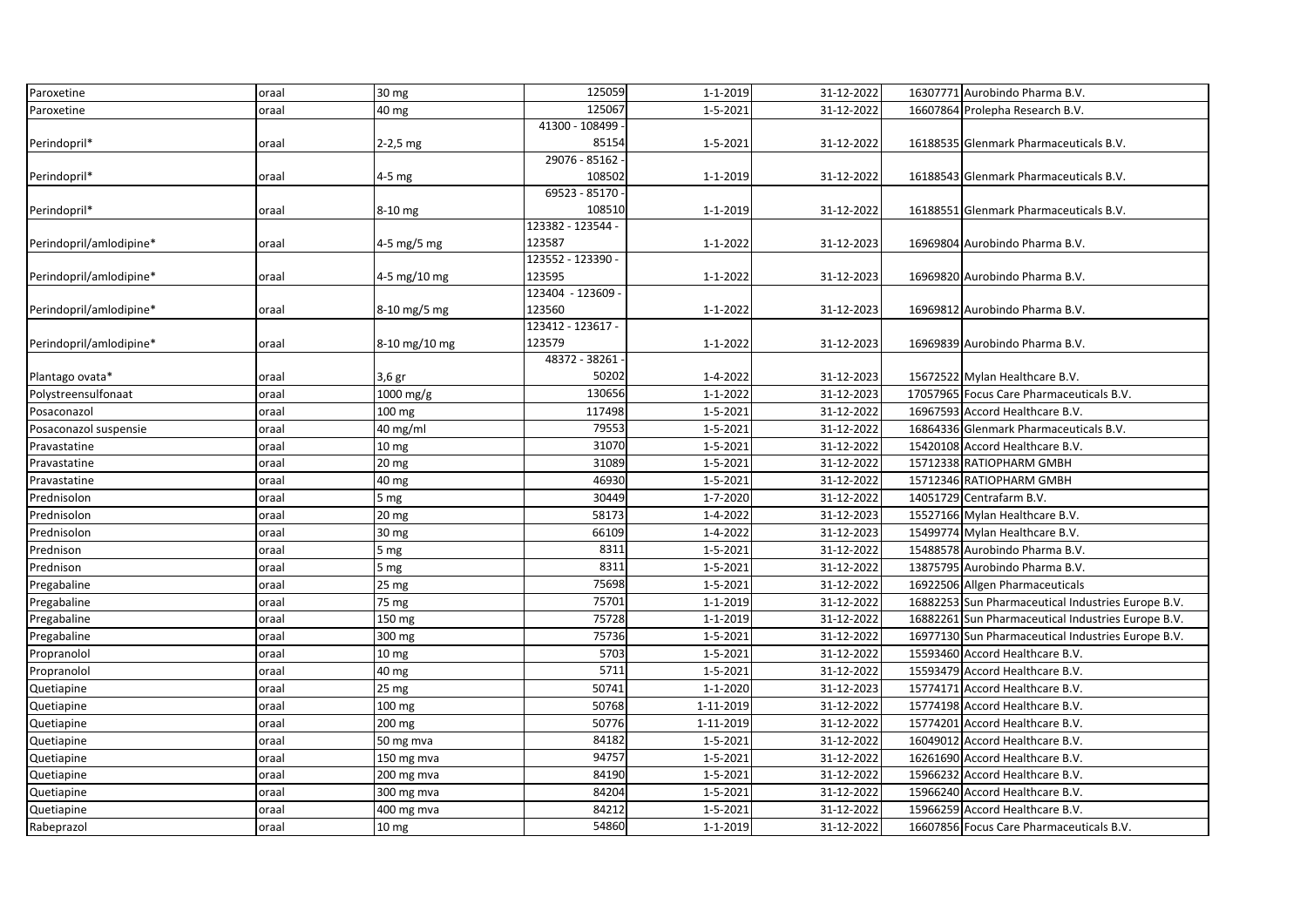| | | | | | | | |
|---|---|---|---|---|---|---|---|
| Paroxetine | oraal | 30 mg | 125059 | 1-1-2019 | 31-12-2022 | 16307771 | Aurobindo Pharma B.V. |
| Paroxetine | oraal | 40 mg | 125067 | 1-5-2021 | 31-12-2022 | 16607864 | Prolepha Research B.V. |
| Perindopril* | oraal | 2-2,5 mg | 41300 - 108499 - 85154 | 1-5-2021 | 31-12-2022 | 16188535 | Glenmark Pharmaceuticals B.V. |
| Perindopril* | oraal | 4-5 mg | 29076 - 85162 - 108502 | 1-1-2019 | 31-12-2022 | 16188543 | Glenmark Pharmaceuticals B.V. |
| Perindopril* | oraal | 8-10 mg | 69523 - 85170 - 108510 | 1-1-2019 | 31-12-2022 | 16188551 | Glenmark Pharmaceuticals B.V. |
| Perindopril/amlodipine* | oraal | 4-5 mg/5 mg | 123382 - 123544 - 123587 | 1-1-2022 | 31-12-2023 | 16969804 | Aurobindo Pharma B.V. |
| Perindopril/amlodipine* | oraal | 4-5 mg/10 mg | 123552 - 123390 - 123595 | 1-1-2022 | 31-12-2023 | 16969820 | Aurobindo Pharma B.V. |
| Perindopril/amlodipine* | oraal | 8-10 mg/5 mg | 123404 - 123609 - 123560 | 1-1-2022 | 31-12-2023 | 16969812 | Aurobindo Pharma B.V. |
| Perindopril/amlodipine* | oraal | 8-10 mg/10 mg | 123412 - 123617 - 123579 | 1-1-2022 | 31-12-2023 | 16969839 | Aurobindo Pharma B.V. |
| Plantago ovata* | oraal | 3,6 gr | 48372 - 38261 - 50202 | 1-4-2022 | 31-12-2023 | 15672522 | Mylan Healthcare B.V. |
| Polystreensulfonaat | oraal | 1000 mg/g | 130656 | 1-1-2022 | 31-12-2023 | 17057965 | Focus Care Pharmaceuticals B.V. |
| Posaconazol | oraal | 100 mg | 117498 | 1-5-2021 | 31-12-2022 | 16967593 | Accord Healthcare B.V. |
| Posaconazol suspensie | oraal | 40 mg/ml | 79553 | 1-5-2021 | 31-12-2022 | 16864336 | Glenmark Pharmaceuticals B.V. |
| Pravastatine | oraal | 10 mg | 31070 | 1-5-2021 | 31-12-2022 | 15420108 | Accord Healthcare B.V. |
| Pravastatine | oraal | 20 mg | 31089 | 1-5-2021 | 31-12-2022 | 15712338 | RATIOPHARM GMBH |
| Pravastatine | oraal | 40 mg | 46930 | 1-5-2021 | 31-12-2022 | 15712346 | RATIOPHARM GMBH |
| Prednisolon | oraal | 5 mg | 30449 | 1-7-2020 | 31-12-2022 | 14051729 | Centrafarm B.V. |
| Prednisolon | oraal | 20 mg | 58173 | 1-4-2022 | 31-12-2023 | 15527166 | Mylan Healthcare B.V. |
| Prednisolon | oraal | 30 mg | 66109 | 1-4-2022 | 31-12-2023 | 15499774 | Mylan Healthcare B.V. |
| Prednison | oraal | 5 mg | 8311 | 1-5-2021 | 31-12-2022 | 15488578 | Aurobindo Pharma B.V. |
| Prednison | oraal | 5 mg | 8311 | 1-5-2021 | 31-12-2022 | 13875795 | Aurobindo Pharma B.V. |
| Pregabaline | oraal | 25 mg | 75698 | 1-5-2021 | 31-12-2022 | 16922506 | Allgen Pharmaceuticals |
| Pregabaline | oraal | 75 mg | 75701 | 1-1-2019 | 31-12-2022 | 16882253 | Sun Pharmaceutical Industries Europe B.V. |
| Pregabaline | oraal | 150 mg | 75728 | 1-1-2019 | 31-12-2022 | 16882261 | Sun Pharmaceutical Industries Europe B.V. |
| Pregabaline | oraal | 300 mg | 75736 | 1-5-2021 | 31-12-2022 | 16977130 | Sun Pharmaceutical Industries Europe B.V. |
| Propranolol | oraal | 10 mg | 5703 | 1-5-2021 | 31-12-2022 | 15593460 | Accord Healthcare B.V. |
| Propranolol | oraal | 40 mg | 5711 | 1-5-2021 | 31-12-2022 | 15593479 | Accord Healthcare B.V. |
| Quetiapine | oraal | 25 mg | 50741 | 1-1-2020 | 31-12-2023 | 15774171 | Accord Healthcare B.V. |
| Quetiapine | oraal | 100 mg | 50768 | 1-11-2019 | 31-12-2022 | 15774198 | Accord Healthcare B.V. |
| Quetiapine | oraal | 200 mg | 50776 | 1-11-2019 | 31-12-2022 | 15774201 | Accord Healthcare B.V. |
| Quetiapine | oraal | 50 mg mva | 84182 | 1-5-2021 | 31-12-2022 | 16049012 | Accord Healthcare B.V. |
| Quetiapine | oraal | 150 mg mva | 94757 | 1-5-2021 | 31-12-2022 | 16261690 | Accord Healthcare B.V. |
| Quetiapine | oraal | 200 mg mva | 84190 | 1-5-2021 | 31-12-2022 | 15966232 | Accord Healthcare B.V. |
| Quetiapine | oraal | 300 mg mva | 84204 | 1-5-2021 | 31-12-2022 | 15966240 | Accord Healthcare B.V. |
| Quetiapine | oraal | 400 mg mva | 84212 | 1-5-2021 | 31-12-2022 | 15966259 | Accord Healthcare B.V. |
| Rabeprazol | oraal | 10 mg | 54860 | 1-1-2019 | 31-12-2022 | 16607856 | Focus Care Pharmaceuticals B.V. |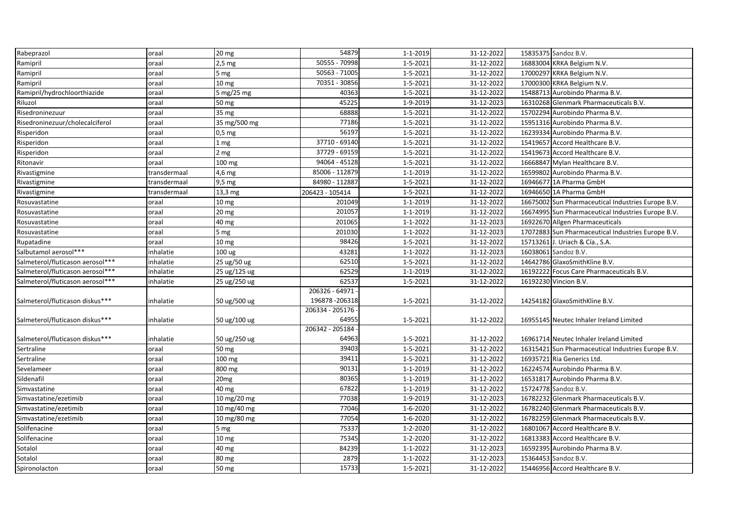| Rabeprazol | oraal | 20 mg | 54879 | 1-1-2019 | 31-12-2022 | 15835375 | Sandoz B.V. |
|---|---|---|---|---|---|---|---|
| Ramipril | oraal | 2,5 mg | 50555 - 70998 | 1-5-2021 | 31-12-2022 | 16883004 | KRKA Belgium N.V. |
| Ramipril | oraal | 5 mg | 50563 - 71005 | 1-5-2021 | 31-12-2022 | 17000297 | KRKA Belgium N.V. |
| Ramipril | oraal | 10 mg | 70351 - 30856 | 1-5-2021 | 31-12-2022 | 17000300 | KRKA Belgium N.V. |
| Ramipril/hydrochloorthiazide | oraal | 5 mg/25 mg | 40363 | 1-5-2021 | 31-12-2022 | 15488713 | Aurobindo Pharma B.V. |
| Riluzol | oraal | 50 mg | 45225 | 1-9-2019 | 31-12-2023 | 16310268 | Glenmark Pharmaceuticals B.V. |
| Risedroninezuur | oraal | 35 mg | 68888 | 1-5-2021 | 31-12-2022 | 15702294 | Aurobindo Pharma B.V. |
| Risedroninezuur/cholecalciferol | oraal | 35 mg/500 mg | 77186 | 1-5-2021 | 31-12-2022 | 15951316 | Aurobindo Pharma B.V. |
| Risperidon | oraal | 0,5 mg | 56197 | 1-5-2021 | 31-12-2022 | 16239334 | Aurobindo Pharma B.V. |
| Risperidon | oraal | 1 mg | 37710 - 69140 | 1-5-2021 | 31-12-2022 | 15419657 | Accord Healthcare B.V. |
| Risperidon | oraal | 2 mg | 37729 - 69159 | 1-5-2021 | 31-12-2022 | 15419673 | Accord Healthcare B.V. |
| Ritonavir | oraal | 100 mg | 94064 - 45128 | 1-5-2021 | 31-12-2022 | 16668847 | Mylan Healthcare B.V. |
| Rivastigmine | transdermaal | 4,6 mg | 85006 - 112879 | 1-1-2019 | 31-12-2022 | 16599802 | Aurobindo Pharma B.V. |
| Rivastigmine | transdermaal | 9,5 mg | 84980 - 112887 | 1-5-2021 | 31-12-2022 | 16946677 | 1A Pharma GmbH |
| Rivastigmine | transdermaal | 13,3 mg | 206423 - 105414 | 1-5-2021 | 31-12-2022 | 16946650 | 1A Pharma GmbH |
| Rosuvastatine | oraal | 10 mg | 201049 | 1-1-2019 | 31-12-2022 | 16675002 | Sun Pharmaceutical Industries Europe B.V. |
| Rosuvastatine | oraal | 20 mg | 201057 | 1-1-2019 | 31-12-2022 | 16674995 | Sun Pharmaceutical Industries Europe B.V. |
| Rosuvastatine | oraal | 40 mg | 201065 | 1-1-2022 | 31-12-2023 | 16922670 | Allgen Pharmaceuticals |
| Rosuvastatine | oraal | 5 mg | 201030 | 1-1-2022 | 31-12-2023 | 17072883 | Sun Pharmaceutical Industries Europe B.V. |
| Rupatadine | oraal | 10 mg | 98426 | 1-5-2021 | 31-12-2022 | 15713261 | J. Uriach & Cía., S.A. |
| Salbutamol aerosol*** | inhalatie | 100 ug | 43281 | 1-1-2022 | 31-12-2023 | 16038061 | Sandoz B.V. |
| Salmeterol/fluticason aerosol*** | inhalatie | 25 ug/50 ug | 62510 | 1-5-2021 | 31-12-2022 | 14642786 | GlaxoSmithKline B.V. |
| Salmeterol/fluticason aerosol*** | inhalatie | 25 ug/125 ug | 62529 | 1-1-2019 | 31-12-2022 | 16192222 | Focus Care Pharmaceuticals B.V. |
| Salmeterol/fluticason aerosol*** | inhalatie | 25 ug/250 ug | 62537 | 1-5-2021 | 31-12-2022 | 16192230 | Vincion B.V. |
| Salmeterol/fluticason diskus*** | inhalatie | 50 ug/500 ug | 206326 - 64971 - 196878 -206318 | 1-5-2021 | 31-12-2022 | 14254182 | GlaxoSmithKline B.V. |
| Salmeterol/fluticason diskus*** | inhalatie | 50 ug/100 ug | 206334 - 205176 - 64955 | 1-5-2021 | 31-12-2022 | 16955145 | Neutec Inhaler Ireland Limited |
| Salmeterol/fluticason diskus*** | inhalatie | 50 ug/250 ug | 206342 - 205184 - 64963 | 1-5-2021 | 31-12-2022 | 16961714 | Neutec Inhaler Ireland Limited |
| Sertraline | oraal | 50 mg | 39403 | 1-5-2021 | 31-12-2022 | 16315421 | Sun Pharmaceutical Industries Europe B.V. |
| Sertraline | oraal | 100 mg | 39411 | 1-5-2021 | 31-12-2022 | 16935721 | Ria Generics Ltd. |
| Sevelameer | oraal | 800 mg | 90131 | 1-1-2019 | 31-12-2022 | 16224574 | Aurobindo Pharma B.V. |
| Sildenafil | oraal | 20mg | 80365 | 1-1-2019 | 31-12-2022 | 16531817 | Aurobindo Pharma B.V. |
| Simvastatine | oraal | 40 mg | 67822 | 1-1-2019 | 31-12-2022 | 15724778 | Sandoz B.V. |
| Simvastatine/ezetimib | oraal | 10 mg/20 mg | 77038 | 1-9-2019 | 31-12-2023 | 16782232 | Glenmark Pharmaceuticals B.V. |
| Simvastatine/ezetimib | oraal | 10 mg/40 mg | 77046 | 1-6-2020 | 31-12-2022 | 16782240 | Glenmark Pharmaceuticals B.V. |
| Simvastatine/ezetimib | oraal | 10 mg/80 mg | 77054 | 1-6-2020 | 31-12-2022 | 16782259 | Glenmark Pharmaceuticals B.V. |
| Solifenacine | oraal | 5 mg | 75337 | 1-2-2020 | 31-12-2022 | 16801067 | Accord Healthcare B.V. |
| Solifenacine | oraal | 10 mg | 75345 | 1-2-2020 | 31-12-2022 | 16813383 | Accord Healthcare B.V. |
| Sotalol | oraal | 40 mg | 84239 | 1-1-2022 | 31-12-2023 | 16592395 | Aurobindo Pharma B.V. |
| Sotalol | oraal | 80 mg | 2879 | 1-1-2022 | 31-12-2023 | 15364453 | Sandoz B.V. |
| Spironolacton | oraal | 50 mg | 15733 | 1-5-2021 | 31-12-2022 | 15446956 | Accord Healthcare B.V. |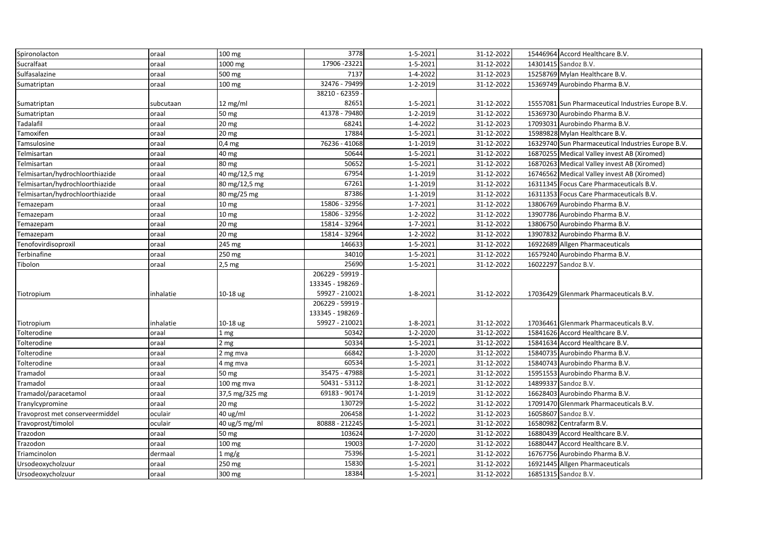| | | | | | | | |
|---|---|---|---|---|---|---|---|
| Spironolacton | oraal | 100 mg | 3778 | 1-5-2021 | 31-12-2022 | 15446964 | Accord Healthcare B.V. |
| Sucralfaat | oraal | 1000 mg | 17906 -23221 | 1-5-2021 | 31-12-2022 | 14301415 | Sandoz B.V. |
| Sulfasalazine | oraal | 500 mg | 7137 | 1-4-2022 | 31-12-2023 | 15258769 | Mylan Healthcare B.V. |
| Sumatriptan | oraal | 100 mg | 32476 - 79499 | 1-2-2019 | 31-12-2022 | 15369749 | Aurobindo Pharma B.V. |
| Sumatriptan | subcutaan | 12 mg/ml | 38210 - 62359 - 82651 | 1-5-2021 | 31-12-2022 | 15557081 | Sun Pharmaceutical Industries Europe B.V. |
| Sumatriptan | oraal | 50 mg | 41378 - 79480 | 1-2-2019 | 31-12-2022 | 15369730 | Aurobindo Pharma B.V. |
| Tadalafil | oraal | 20 mg | 68241 | 1-4-2022 | 31-12-2023 | 17093031 | Aurobindo Pharma B.V. |
| Tamoxifen | oraal | 20 mg | 17884 | 1-5-2021 | 31-12-2022 | 15989828 | Mylan Healthcare B.V. |
| Tamsulosine | oraal | 0,4 mg | 76236 - 41068 | 1-1-2019 | 31-12-2022 | 16329740 | Sun Pharmaceutical Industries Europe B.V. |
| Telmisartan | oraal | 40 mg | 50644 | 1-5-2021 | 31-12-2022 | 16870255 | Medical Valley invest AB (Xiromed) |
| Telmisartan | oraal | 80 mg | 50652 | 1-5-2021 | 31-12-2022 | 16870263 | Medical Valley invest AB (Xiromed) |
| Telmisartan/hydrochloorthiazide | oraal | 40 mg/12,5 mg | 67954 | 1-1-2019 | 31-12-2022 | 16746562 | Medical Valley invest AB (Xiromed) |
| Telmisartan/hydrochloorthiazide | oraal | 80 mg/12,5 mg | 67261 | 1-1-2019 | 31-12-2022 | 16311345 | Focus Care Pharmaceuticals B.V. |
| Telmisartan/hydrochloorthiazide | oraal | 80 mg/25 mg | 87386 | 1-1-2019 | 31-12-2022 | 16311353 | Focus Care Pharmaceuticals B.V. |
| Temazepam | oraal | 10 mg | 15806 - 32956 | 1-7-2021 | 31-12-2022 | 13806769 | Aurobindo Pharma B.V. |
| Temazepam | oraal | 10 mg | 15806 - 32956 | 1-2-2022 | 31-12-2022 | 13907786 | Aurobindo Pharma B.V. |
| Temazepam | oraal | 20 mg | 15814 - 32964 | 1-7-2021 | 31-12-2022 | 13806750 | Aurobindo Pharma B.V. |
| Temazepam | oraal | 20 mg | 15814 - 32964 | 1-2-2022 | 31-12-2022 | 13907832 | Aurobindo Pharma B.V. |
| Tenofovirdisoproxil | oraal | 245 mg | 146633 | 1-5-2021 | 31-12-2022 | 16922689 | Allgen Pharmaceuticals |
| Terbinafine | oraal | 250 mg | 34010 | 1-5-2021 | 31-12-2022 | 16579240 | Aurobindo Pharma B.V. |
| Tibolon | oraal | 2,5 mg | 25690 | 1-5-2021 | 31-12-2022 | 16022297 | Sandoz B.V. |
| Tiotropium | inhalatie | 10-18 ug | 206229 - 59919 - 133345 - 198269 - 59927 - 210021 | 1-8-2021 | 31-12-2022 | 17036429 | Glenmark Pharmaceuticals B.V. |
| Tiotropium | inhalatie | 10-18 ug | 206229 - 59919 - 133345 - 198269 - 59927 - 210021 | 1-8-2021 | 31-12-2022 | 17036461 | Glenmark Pharmaceuticals B.V. |
| Tolterodine | oraal | 1 mg | 50342 | 1-2-2020 | 31-12-2022 | 15841626 | Accord Healthcare B.V. |
| Tolterodine | oraal | 2 mg | 50334 | 1-5-2021 | 31-12-2022 | 15841634 | Accord Healthcare B.V. |
| Tolterodine | oraal | 2 mg mva | 66842 | 1-3-2020 | 31-12-2022 | 15840735 | Aurobindo Pharma B.V. |
| Tolterodine | oraal | 4 mg mva | 60534 | 1-5-2021 | 31-12-2022 | 15840743 | Aurobindo Pharma B.V. |
| Tramadol | oraal | 50 mg | 35475 - 47988 | 1-5-2021 | 31-12-2022 | 15951553 | Aurobindo Pharma B.V. |
| Tramadol | oraal | 100 mg mva | 50431 - 53112 | 1-8-2021 | 31-12-2022 | 14899337 | Sandoz B.V. |
| Tramadol/paracetamol | oraal | 37,5 mg/325 mg | 69183 - 90174 | 1-1-2019 | 31-12-2022 | 16628403 | Aurobindo Pharma B.V. |
| Tranylcypromine | oraal | 20 mg | 130729 | 1-5-2022 | 31-12-2022 | 17091470 | Glenmark Pharmaceuticals B.V. |
| Travoprost met conserveermiddel | oculair | 40 ug/ml | 206458 | 1-1-2022 | 31-12-2023 | 16058607 | Sandoz B.V. |
| Travoprost/timolol | oculair | 40 ug/5 mg/ml | 80888 - 212245 | 1-5-2021 | 31-12-2022 | 16580982 | Centrafarm B.V. |
| Trazodon | oraal | 50 mg | 103624 | 1-7-2020 | 31-12-2022 | 16880439 | Accord Healthcare B.V. |
| Trazodon | oraal | 100 mg | 19003 | 1-7-2020 | 31-12-2022 | 16880447 | Accord Healthcare B.V. |
| Triamcinolon | dermaal | 1 mg/g | 75396 | 1-5-2021 | 31-12-2022 | 16767756 | Aurobindo Pharma B.V. |
| Ursodeoxycholzuur | oraal | 250 mg | 15830 | 1-5-2021 | 31-12-2022 | 16921445 | Allgen Pharmaceuticals |
| Ursodeoxycholzuur | oraal | 300 mg | 18384 | 1-5-2021 | 31-12-2022 | 16851315 | Sandoz B.V. |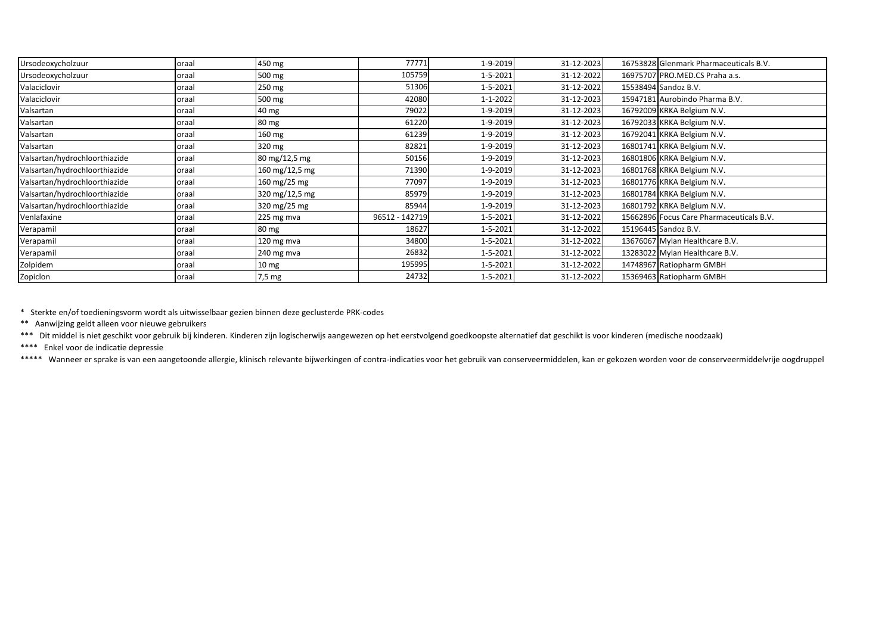| | | | | | | | |
|---|---|---|---|---|---|---|---|
| Ursodeoxycholzuur | oraal | 450 mg | 77771 | 1-9-2019 | 31-12-2023 | 16753828 | Glenmark Pharmaceuticals B.V. |
| Ursodeoxycholzuur | oraal | 500 mg | 105759 | 1-5-2021 | 31-12-2022 | 16975707 | PRO.MED.CS Praha a.s. |
| Valaciclovir | oraal | 250 mg | 51306 | 1-5-2021 | 31-12-2022 | 15538494 | Sandoz B.V. |
| Valaciclovir | oraal | 500 mg | 42080 | 1-1-2022 | 31-12-2023 | 15947181 | Aurobindo Pharma B.V. |
| Valsartan | oraal | 40 mg | 79022 | 1-9-2019 | 31-12-2023 | 16792009 | KRKA Belgium N.V. |
| Valsartan | oraal | 80 mg | 61220 | 1-9-2019 | 31-12-2023 | 16792033 | KRKA Belgium N.V. |
| Valsartan | oraal | 160 mg | 61239 | 1-9-2019 | 31-12-2023 | 16792041 | KRKA Belgium N.V. |
| Valsartan | oraal | 320 mg | 82821 | 1-9-2019 | 31-12-2023 | 16801741 | KRKA Belgium N.V. |
| Valsartan/hydrochloorthiazide | oraal | 80 mg/12,5 mg | 50156 | 1-9-2019 | 31-12-2023 | 16801806 | KRKA Belgium N.V. |
| Valsartan/hydrochloorthiazide | oraal | 160 mg/12,5 mg | 71390 | 1-9-2019 | 31-12-2023 | 16801768 | KRKA Belgium N.V. |
| Valsartan/hydrochloorthiazide | oraal | 160 mg/25 mg | 77097 | 1-9-2019 | 31-12-2023 | 16801776 | KRKA Belgium N.V. |
| Valsartan/hydrochloorthiazide | oraal | 320 mg/12,5 mg | 85979 | 1-9-2019 | 31-12-2023 | 16801784 | KRKA Belgium N.V. |
| Valsartan/hydrochloorthiazide | oraal | 320 mg/25 mg | 85944 | 1-9-2019 | 31-12-2023 | 16801792 | KRKA Belgium N.V. |
| Venlafaxine | oraal | 225 mg mva | 96512 - 142719 | 1-5-2021 | 31-12-2022 | 15662896 | Focus Care Pharmaceuticals B.V. |
| Verapamil | oraal | 80 mg | 18627 | 1-5-2021 | 31-12-2022 | 15196445 | Sandoz B.V. |
| Verapamil | oraal | 120 mg mva | 34800 | 1-5-2021 | 31-12-2022 | 13676067 | Mylan Healthcare B.V. |
| Verapamil | oraal | 240 mg mva | 26832 | 1-5-2021 | 31-12-2022 | 13283022 | Mylan Healthcare B.V. |
| Zolpidem | oraal | 10 mg | 195995 | 1-5-2021 | 31-12-2022 | 14748967 | Ratiopharm GMBH |
| Zopiclon | oraal | 7,5 mg | 24732 | 1-5-2021 | 31-12-2022 | 15369463 | Ratiopharm GMBH |

\* Sterkte en/of toedieningsvorm wordt als uitwisselbaar gezien binnen deze geclusterde PRK-codes

\*\* Aanwijzing geldt alleen voor nieuwe gebruikers

\*\*\* Dit middel is niet geschikt voor gebruik bij kinderen. Kinderen zijn logischerwijs aangewezen op het eerstvolgend goedkoopste alternatief dat geschikt is voor kinderen (medische noodzaak)

\*\*\*\* Enkel voor de indicatie depressie

\*\*\*\*\* Wanneer er sprake is van een aangetoonde allergie, klinisch relevante bijwerkingen of contra-indicaties voor het gebruik van conserveermiddelen, kan er gekozen worden voor de conserveermiddelvrije oogdruppel